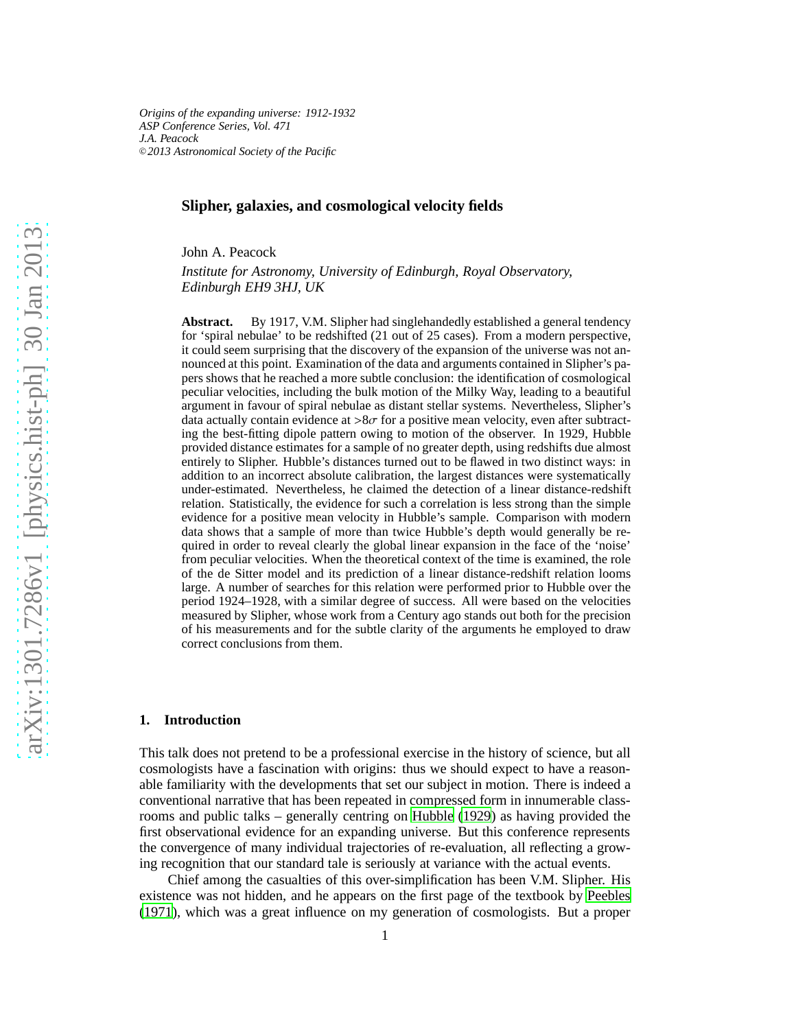*Origins of the expanding universe: 1912-1932*
*ASP Conference Series, Vol. 471*
*J.A. Peacock*
*©2013 Astronomical Society of the Pacific*

# Slipher, galaxies, and cosmological velocity fields

John A. Peacock

*Institute for Astronomy, University of Edinburgh, Royal Observatory, Edinburgh EH9 3HJ, UK*

**Abstract.** By 1917, V.M. Slipher had singlehandedly established a general tendency for 'spiral nebulae' to be redshifted (21 out of 25 cases). From a modern perspective, it could seem surprising that the discovery of the expansion of the universe was not announced at this point. Examination of the data and arguments contained in Slipher's papers shows that he reached a more subtle conclusion: the identification of cosmological peculiar velocities, including the bulk motion of the Milky Way, leading to a beautiful argument in favour of spiral nebulae as distant stellar systems. Nevertheless, Slipher's data actually contain evidence at $>8\sigma$ for a positive mean velocity, even after subtracting the best-fitting dipole pattern owing to motion of the observer. In 1929, Hubble provided distance estimates for a sample of no greater depth, using redshifts due almost entirely to Slipher. Hubble's distances turned out to be flawed in two distinct ways: in addition to an incorrect absolute calibration, the largest distances were systematically under-estimated. Nevertheless, he claimed the detection of a linear distance-redshift relation. Statistically, the evidence for such a correlation is less strong than the simple evidence for a positive mean velocity in Hubble's sample. Comparison with modern data shows that a sample of more than twice Hubble's depth would generally be required in order to reveal clearly the global linear expansion in the face of the 'noise' from peculiar velocities. When the theoretical context of the time is examined, the role of the de Sitter model and its prediction of a linear distance-redshift relation looms large. A number of searches for this relation were performed prior to Hubble over the period 1924–1928, with a similar degree of success. All were based on the velocities measured by Slipher, whose work from a Century ago stands out both for the precision of his measurements and for the subtle clarity of the arguments he employed to draw correct conclusions from them.

## 1. Introduction

This talk does not pretend to be a professional exercise in the history of science, but all cosmologists have a fascination with origins: thus we should expect to have a reasonable familiarity with the developments that set our subject in motion. There is indeed a conventional narrative that has been repeated in compressed form in innumerable classrooms and public talks – generally centring on Hubble (1929) as having provided the first observational evidence for an expanding universe. But this conference represents the convergence of many individual trajectories of re-evaluation, all reflecting a growing recognition that our standard tale is seriously at variance with the actual events.

Chief among the casualties of this over-simplification has been V.M. Slipher. His existence was not hidden, and he appears on the first page of the textbook by Peebles (1971), which was a great influence on my generation of cosmologists. But a proper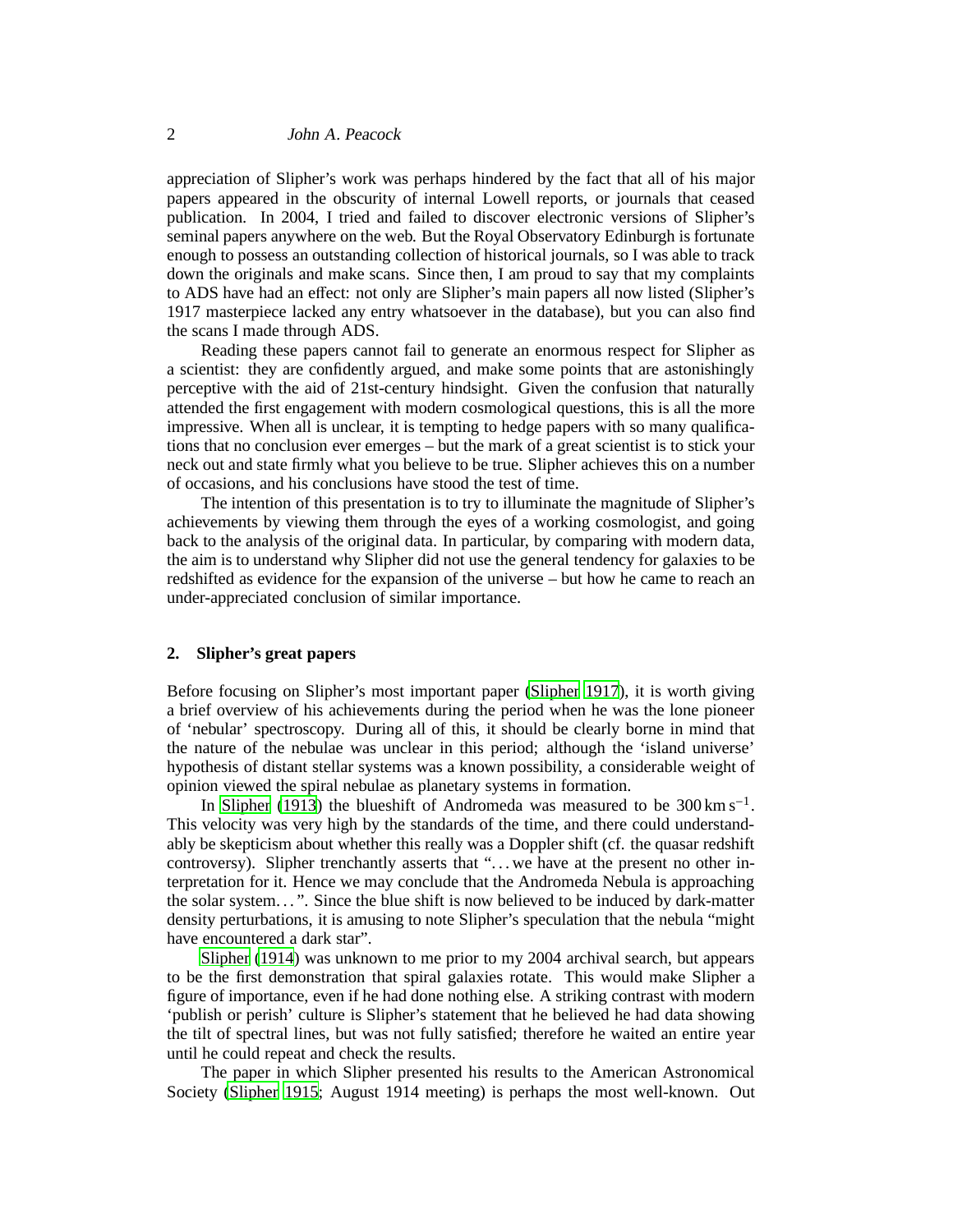appreciation of Slipher's work was perhaps hindered by the fact that all of his major papers appeared in the obscurity of internal Lowell reports, or journals that ceased publication. In 2004, I tried and failed to discover electronic versions of Slipher's seminal papers anywhere on the web. But the Royal Observatory Edinburgh is fortunate enough to possess an outstanding collection of historical journals, so I was able to track down the originals and make scans. Since then, I am proud to say that my complaints to ADS have had an effect: not only are Slipher's main papers all now listed (Slipher's 1917 masterpiece lacked any entry whatsoever in the database), but you can also find the scans I made through ADS.

Reading these papers cannot fail to generate an enormous respect for Slipher as a scientist: they are confidently argued, and make some points that are astonishingly perceptive with the aid of 21st-century hindsight. Given the confusion that naturally attended the first engagement with modern cosmological questions, this is all the more impressive. When all is unclear, it is tempting to hedge papers with so many qualifications that no conclusion ever emerges – but the mark of a great scientist is to stick your neck out and state firmly what you believe to be true. Slipher achieves this on a number of occasions, and his conclusions have stood the test of time.

The intention of this presentation is to try to illuminate the magnitude of Slipher's achievements by viewing them through the eyes of a working cosmologist, and going back to the analysis of the original data. In particular, by comparing with modern data, the aim is to understand why Slipher did not use the general tendency for galaxies to be redshifted as evidence for the expansion of the universe – but how he came to reach an under-appreciated conclusion of similar importance.

## 2. Slipher's great papers

Before focusing on Slipher's most important paper (Slipher 1917), it is worth giving a brief overview of his achievements during the period when he was the lone pioneer of 'nebular' spectroscopy. During all of this, it should be clearly borne in mind that the nature of the nebulae was unclear in this period; although the 'island universe' hypothesis of distant stellar systems was a known possibility, a considerable weight of opinion viewed the spiral nebulae as planetary systems in formation.

In Slipher (1913) the blueshift of Andromeda was measured to be $300\,\mathrm{km\,s^{-1}}$. This velocity was very high by the standards of the time, and there could understandably be skepticism about whether this really was a Doppler shift (cf. the quasar redshift controversy). Slipher trenchantly asserts that "…we have at the present no other interpretation for it. Hence we may conclude that the Andromeda Nebula is approaching the solar system…". Since the blue shift is now believed to be induced by dark-matter density perturbations, it is amusing to note Slipher's speculation that the nebula "might have encountered a dark star".

Slipher (1914) was unknown to me prior to my 2004 archival search, but appears to be the first demonstration that spiral galaxies rotate. This would make Slipher a figure of importance, even if he had done nothing else. A striking contrast with modern 'publish or perish' culture is Slipher's statement that he believed he had data showing the tilt of spectral lines, but was not fully satisfied; therefore he waited an entire year until he could repeat and check the results.

The paper in which Slipher presented his results to the American Astronomical Society (Slipher 1915; August 1914 meeting) is perhaps the most well-known. Out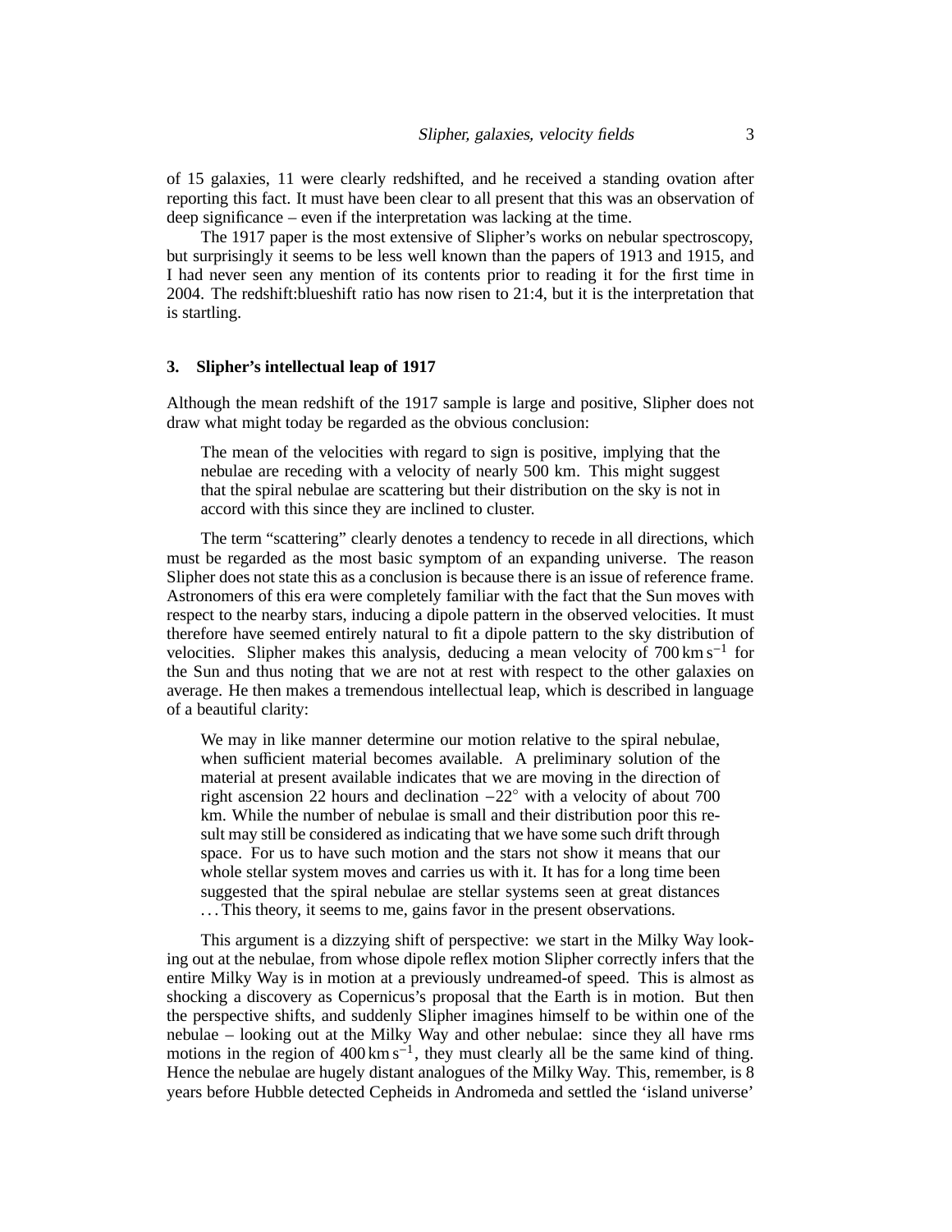of 15 galaxies, 11 were clearly redshifted, and he received a standing ovation after reporting this fact. It must have been clear to all present that this was an observation of deep significance – even if the interpretation was lacking at the time.

The 1917 paper is the most extensive of Slipher's works on nebular spectroscopy, but surprisingly it seems to be less well known than the papers of 1913 and 1915, and I had never seen any mention of its contents prior to reading it for the first time in 2004. The redshift:blueshift ratio has now risen to 21:4, but it is the interpretation that is startling.

## 3. Slipher's intellectual leap of 1917

Although the mean redshift of the 1917 sample is large and positive, Slipher does not draw what might today be regarded as the obvious conclusion:

> The mean of the velocities with regard to sign is positive, implying that the nebulae are receding with a velocity of nearly 500 km. This might suggest that the spiral nebulae are scattering but their distribution on the sky is not in accord with this since they are inclined to cluster.

The term "scattering" clearly denotes a tendency to recede in all directions, which must be regarded as the most basic symptom of an expanding universe. The reason Slipher does not state this as a conclusion is because there is an issue of reference frame. Astronomers of this era were completely familiar with the fact that the Sun moves with respect to the nearby stars, inducing a dipole pattern in the observed velocities. It must therefore have seemed entirely natural to fit a dipole pattern to the sky distribution of velocities. Slipher makes this analysis, deducing a mean velocity of $700\,\mathrm{km\,s^{-1}}$ for the Sun and thus noting that we are not at rest with respect to the other galaxies on average. He then makes a tremendous intellectual leap, which is described in language of a beautiful clarity:

> We may in like manner determine our motion relative to the spiral nebulae, when sufficient material becomes available. A preliminary solution of the material at present available indicates that we are moving in the direction of right ascension 22 hours and declination $-22^{\circ}$ with a velocity of about 700 km. While the number of nebulae is small and their distribution poor this result may still be considered as indicating that we have some such drift through space. For us to have such motion and the stars not show it means that our whole stellar system moves and carries us with it. It has for a long time been suggested that the spiral nebulae are stellar systems seen at great distances . . . This theory, it seems to me, gains favor in the present observations.

This argument is a dizzying shift of perspective: we start in the Milky Way looking out at the nebulae, from whose dipole reflex motion Slipher correctly infers that the entire Milky Way is in motion at a previously undreamed-of speed. This is almost as shocking a discovery as Copernicus's proposal that the Earth is in motion. But then the perspective shifts, and suddenly Slipher imagines himself to be within one of the nebulae – looking out at the Milky Way and other nebulae: since they all have rms motions in the region of $400\,\mathrm{km\,s^{-1}}$, they must clearly all be the same kind of thing. Hence the nebulae are hugely distant analogues of the Milky Way. This, remember, is 8 years before Hubble detected Cepheids in Andromeda and settled the 'island universe'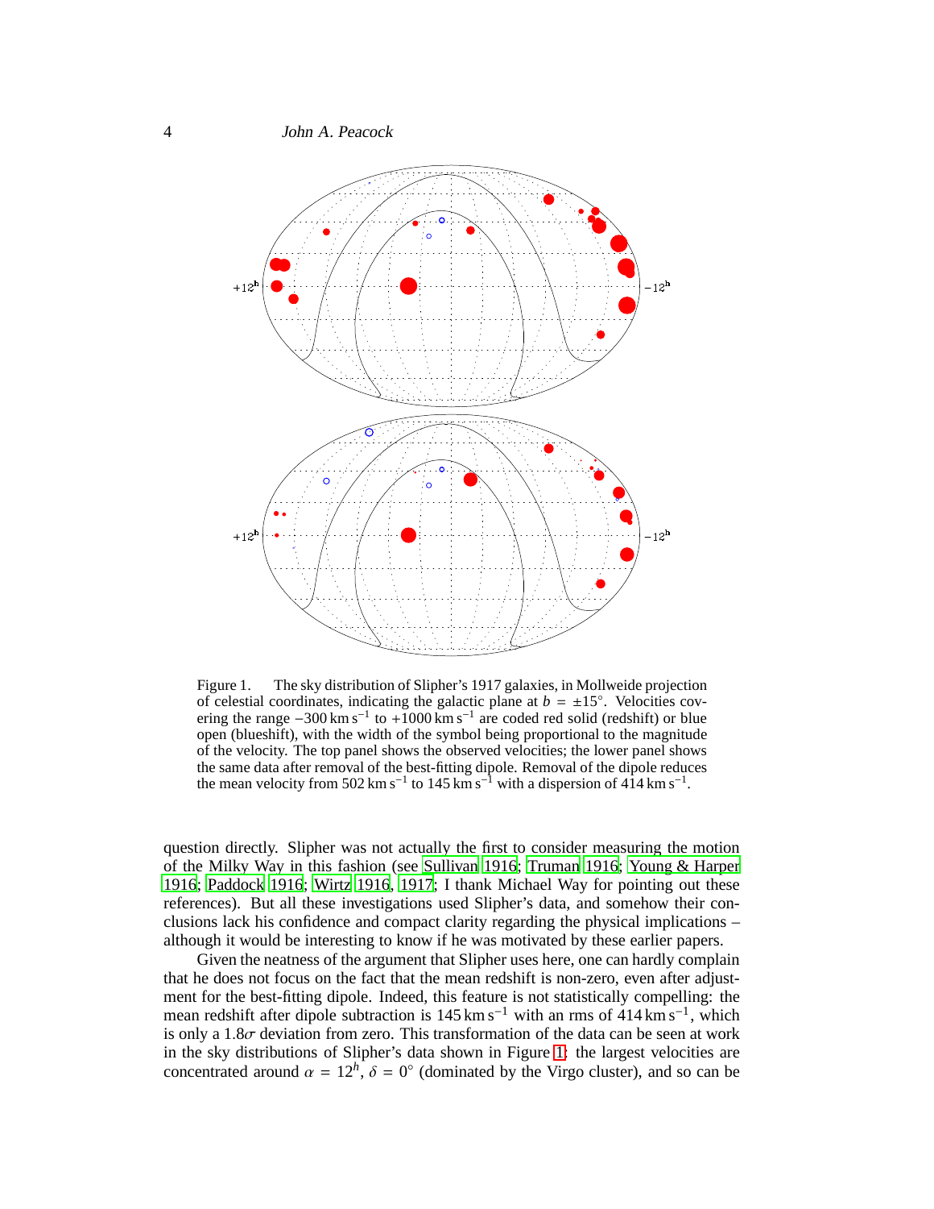Figure 1. The sky distribution of Slipher's 1917 galaxies, in Mollweide projection of celestial coordinates, indicating the galactic plane at $b = \pm 15°$. Velocities covering the range $-300\,\mathrm{km\,s^{-1}}$ to $+1000\,\mathrm{km\,s^{-1}}$ are coded red solid (redshift) or blue open (blueshift), with the width of the symbol being proportional to the magnitude of the velocity. The top panel shows the observed velocities; the lower panel shows the same data after removal of the best-fitting dipole. Removal of the dipole reduces the mean velocity from $502\,\mathrm{km\,s^{-1}}$ to $145\,\mathrm{km\,s^{-1}}$ with a dispersion of $414\,\mathrm{km\,s^{-1}}$.

question directly. Slipher was not actually the first to consider measuring the motion of the Milky Way in this fashion (see Sullivan 1916; Truman 1916; Young & Harper 1916; Paddock 1916; Wirtz 1916, 1917; I thank Michael Way for pointing out these references). But all these investigations used Slipher's data, and somehow their conclusions lack his confidence and compact clarity regarding the physical implications – although it would be interesting to know if he was motivated by these earlier papers.

Given the neatness of the argument that Slipher uses here, one can hardly complain that he does not focus on the fact that the mean redshift is non-zero, even after adjustment for the best-fitting dipole. Indeed, this feature is not statistically compelling: the mean redshift after dipole subtraction is $145\,\mathrm{km\,s^{-1}}$ with an rms of $414\,\mathrm{km\,s^{-1}}$, which is only a $1.8\sigma$ deviation from zero. This transformation of the data can be seen at work in the sky distributions of Slipher's data shown in Figure 1: the largest velocities are concentrated around $\alpha = 12^h$, $\delta = 0°$ (dominated by the Virgo cluster), and so can be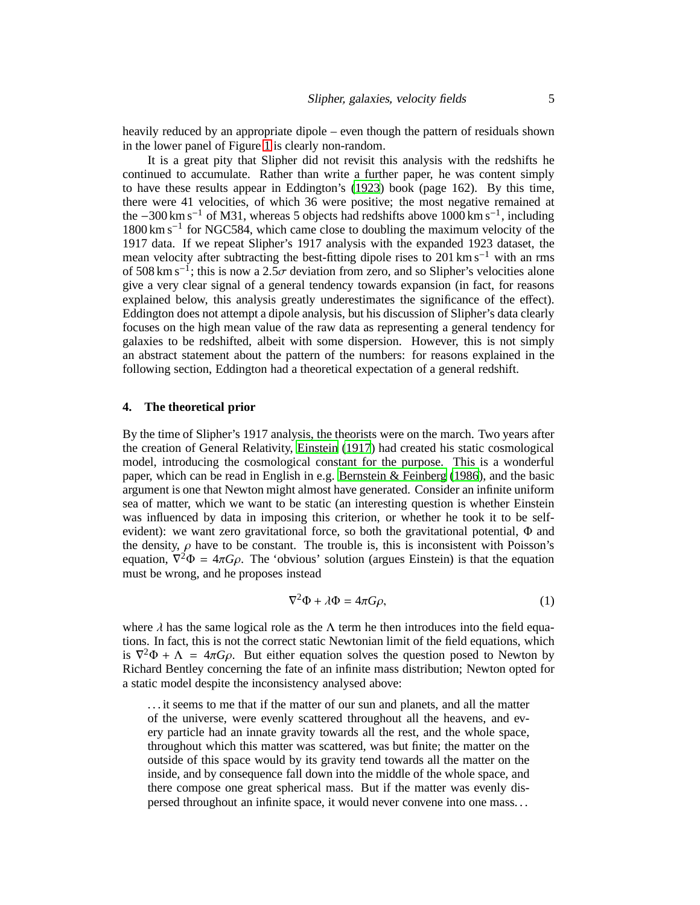heavily reduced by an appropriate dipole – even though the pattern of residuals shown in the lower panel of Figure 1 is clearly non-random.

It is a great pity that Slipher did not revisit this analysis with the redshifts he continued to accumulate. Rather than write a further paper, he was content simply to have these results appear in Eddington's (1923) book (page 162). By this time, there were 41 velocities, of which 36 were positive; the most negative remained at the $-300\,\mathrm{km\,s^{-1}}$ of M31, whereas 5 objects had redshifts above $1000\,\mathrm{km\,s^{-1}}$, including $1800\,\mathrm{km\,s^{-1}}$ for NGC584, which came close to doubling the maximum velocity of the 1917 data. If we repeat Slipher's 1917 analysis with the expanded 1923 dataset, the mean velocity after subtracting the best-fitting dipole rises to $201\,\mathrm{km\,s^{-1}}$ with an rms of $508\,\mathrm{km\,s^{-1}}$; this is now a $2.5\sigma$ deviation from zero, and so Slipher's velocities alone give a very clear signal of a general tendency towards expansion (in fact, for reasons explained below, this analysis greatly underestimates the significance of the effect). Eddington does not attempt a dipole analysis, but his discussion of Slipher's data clearly focuses on the high mean value of the raw data as representing a general tendency for galaxies to be redshifted, albeit with some dispersion. However, this is not simply an abstract statement about the pattern of the numbers: for reasons explained in the following section, Eddington had a theoretical expectation of a general redshift.

## 4. The theoretical prior

By the time of Slipher's 1917 analysis, the theorists were on the march. Two years after the creation of General Relativity, Einstein (1917) had created his static cosmological model, introducing the cosmological constant for the purpose. This is a wonderful paper, which can be read in English in e.g. Bernstein & Feinberg (1986), and the basic argument is one that Newton might almost have generated. Consider an infinite uniform sea of matter, which we want to be static (an interesting question is whether Einstein was influenced by data in imposing this criterion, or whether he took it to be self-evident): we want zero gravitational force, so both the gravitational potential, $\Phi$ and the density, $\rho$ have to be constant. The trouble is, this is inconsistent with Poisson's equation, $\nabla^2\Phi = 4\pi G\rho$. The 'obvious' solution (argues Einstein) is that the equation must be wrong, and he proposes instead

$$\nabla^2\Phi + \lambda\Phi = 4\pi G\rho, \tag{1}$$

where $\lambda$ has the same logical role as the $\Lambda$ term he then introduces into the field equations. In fact, this is not the correct static Newtonian limit of the field equations, which is $\nabla^2\Phi + \Lambda = 4\pi G\rho$. But either equation solves the question posed to Newton by Richard Bentley concerning the fate of an infinite mass distribution; Newton opted for a static model despite the inconsistency analysed above:

> ...it seems to me that if the matter of our sun and planets, and all the matter of the universe, were evenly scattered throughout all the heavens, and every particle had an innate gravity towards all the rest, and the whole space, throughout which this matter was scattered, was but finite; the matter on the outside of this space would by its gravity tend towards all the matter on the inside, and by consequence fall down into the middle of the whole space, and there compose one great spherical mass. But if the matter was evenly dispersed throughout an infinite space, it would never convene into one mass...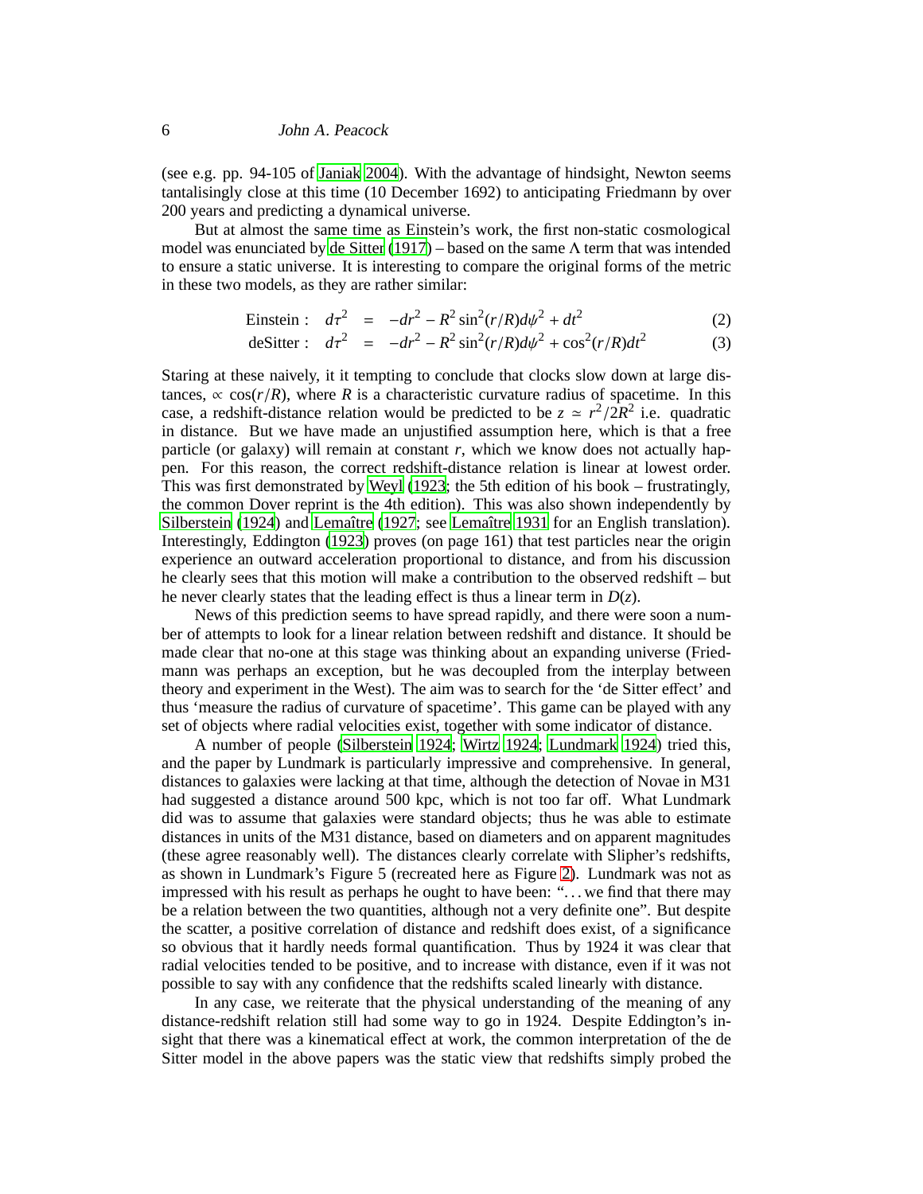(see e.g. pp. 94-105 of Janiak 2004). With the advantage of hindsight, Newton seems tantalisingly close at this time (10 December 1692) to anticipating Friedmann by over 200 years and predicting a dynamical universe.

But at almost the same time as Einstein's work, the first non-static cosmological model was enunciated by de Sitter (1917) – based on the same Λ term that was intended to ensure a static universe. It is interesting to compare the original forms of the metric in these two models, as they are rather similar:

$$\text{Einstein}: \quad d\tau^2 = -dr^2 - R^2 \sin^2(r/R) d\psi^2 + dt^2 \tag{2}$$

$$\text{deSitter}: \quad d\tau^2 = -dr^2 - R^2 \sin^2(r/R) d\psi^2 + \cos^2(r/R) dt^2 \tag{3}$$

Staring at these naively, it it tempting to conclude that clocks slow down at large distances, $\propto \cos(r/R)$, where $R$ is a characteristic curvature radius of spacetime. In this case, a redshift-distance relation would be predicted to be $z \simeq r^2/2R^2$ i.e. quadratic in distance. But we have made an unjustified assumption here, which is that a free particle (or galaxy) will remain at constant $r$, which we know does not actually happen. For this reason, the correct redshift-distance relation is linear at lowest order. This was first demonstrated by Weyl (1923; the 5th edition of his book – frustratingly, the common Dover reprint is the 4th edition). This was also shown independently by Silberstein (1924) and Lemaître (1927; see Lemaître 1931 for an English translation). Interestingly, Eddington (1923) proves (on page 161) that test particles near the origin experience an outward acceleration proportional to distance, and from his discussion he clearly sees that this motion will make a contribution to the observed redshift – but he never clearly states that the leading effect is thus a linear term in $D(z)$.

News of this prediction seems to have spread rapidly, and there were soon a number of attempts to look for a linear relation between redshift and distance. It should be made clear that no-one at this stage was thinking about an expanding universe (Friedmann was perhaps an exception, but he was decoupled from the interplay between theory and experiment in the West). The aim was to search for the 'de Sitter effect' and thus 'measure the radius of curvature of spacetime'. This game can be played with any set of objects where radial velocities exist, together with some indicator of distance.

A number of people (Silberstein 1924; Wirtz 1924; Lundmark 1924) tried this, and the paper by Lundmark is particularly impressive and comprehensive. In general, distances to galaxies were lacking at that time, although the detection of Novae in M31 had suggested a distance around 500 kpc, which is not too far off. What Lundmark did was to assume that galaxies were standard objects; thus he was able to estimate distances in units of the M31 distance, based on diameters and on apparent magnitudes (these agree reasonably well). The distances clearly correlate with Slipher's redshifts, as shown in Lundmark's Figure 5 (recreated here as Figure 2). Lundmark was not as impressed with his result as perhaps he ought to have been: "...we find that there may be a relation between the two quantities, although not a very definite one". But despite the scatter, a positive correlation of distance and redshift does exist, of a significance so obvious that it hardly needs formal quantification. Thus by 1924 it was clear that radial velocities tended to be positive, and to increase with distance, even if it was not possible to say with any confidence that the redshifts scaled linearly with distance.

In any case, we reiterate that the physical understanding of the meaning of any distance-redshift relation still had some way to go in 1924. Despite Eddington's insight that there was a kinematical effect at work, the common interpretation of the de Sitter model in the above papers was the static view that redshifts simply probed the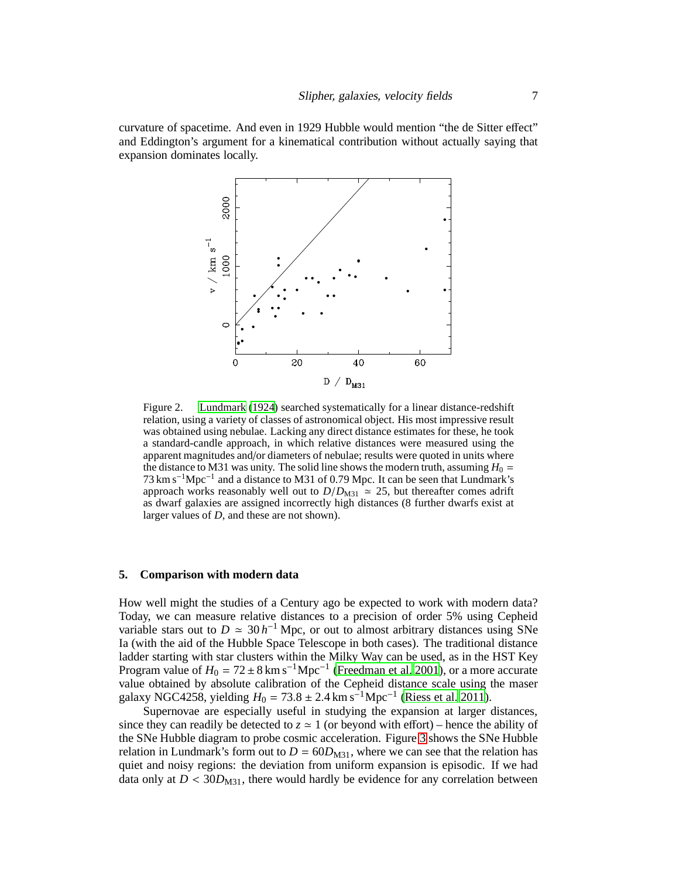curvature of spacetime. And even in 1929 Hubble would mention "the de Sitter effect" and Eddington's argument for a kinematical contribution without actually saying that expansion dominates locally.

Figure 2. Lundmark (1924) searched systematically for a linear distance-redshift relation, using a variety of classes of astronomical object. His most impressive result was obtained using nebulae. Lacking any direct distance estimates for these, he took a standard-candle approach, in which relative distances were measured using the apparent magnitudes and/or diameters of nebulae; results were quoted in units where the distance to M31 was unity. The solid line shows the modern truth, assuming $H_0 = 73\,\mathrm{km\,s^{-1}Mpc^{-1}}$ and a distance to M31 of 0.79 Mpc. It can be seen that Lundmark's approach works reasonably well out to $D/D_{\mathrm{M31}} \simeq 25$, but thereafter comes adrift as dwarf galaxies are assigned incorrectly high distances (8 further dwarfs exist at larger values of $D$, and these are not shown).

## 5. Comparison with modern data

How well might the studies of a Century ago be expected to work with modern data? Today, we can measure relative distances to a precision of order 5% using Cepheid variable stars out to $D \simeq 30\,h^{-1}$ Mpc, or out to almost arbitrary distances using SNe Ia (with the aid of the Hubble Space Telescope in both cases). The traditional distance ladder starting with star clusters within the Milky Way can be used, as in the HST Key Program value of $H_0 = 72 \pm 8\,\mathrm{km\,s^{-1}Mpc^{-1}}$ (Freedman et al. 2001), or a more accurate value obtained by absolute calibration of the Cepheid distance scale using the maser galaxy NGC4258, yielding $H_0 = 73.8 \pm 2.4\,\mathrm{km\,s^{-1}Mpc^{-1}}$ (Riess et al. 2011).

Supernovae are especially useful in studying the expansion at larger distances, since they can readily be detected to $z \simeq 1$ (or beyond with effort) – hence the ability of the SNe Hubble diagram to probe cosmic acceleration. Figure 3 shows the SNe Hubble relation in Lundmark's form out to $D = 60D_{\mathrm{M31}}$, where we can see that the relation has quiet and noisy regions: the deviation from uniform expansion is episodic. If we had data only at $D < 30D_{\mathrm{M31}}$, there would hardly be evidence for any correlation between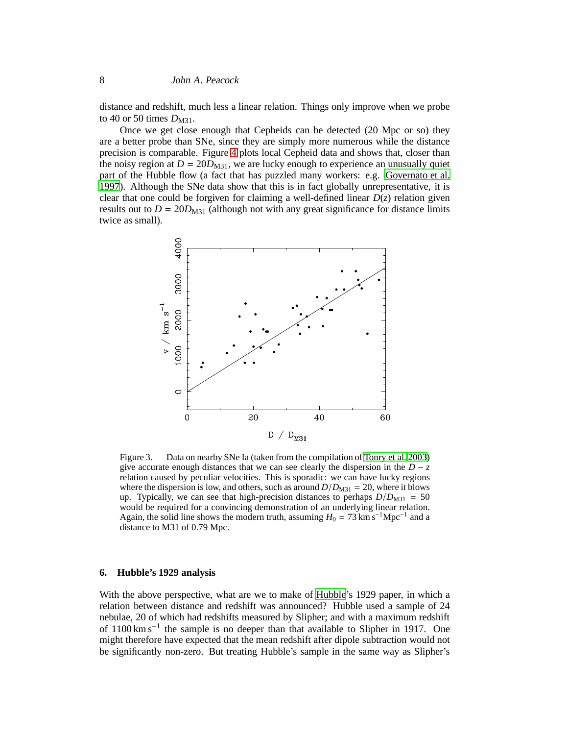distance and redshift, much less a linear relation. Things only improve when we probe to 40 or 50 times $D_{\rm M31}$.

Once we get close enough that Cepheids can be detected (20 Mpc or so) they are a better probe than SNe, since they are simply more numerous while the distance precision is comparable. Figure 4 plots local Cepheid data and shows that, closer than the noisy region at $D = 20D_{\rm M31}$, we are lucky enough to experience an unusually quiet part of the Hubble flow (a fact that has puzzled many workers: e.g. Governato et al. 1997). Although the SNe data show that this is in fact globally unrepresentative, it is clear that one could be forgiven for claiming a well-defined linear $D(z)$ relation given results out to $D = 20D_{\rm M31}$ (although not with any great significance for distance limits twice as small).

Figure 3. Data on nearby SNe Ia (taken from the compilation of Tonry et al. 2003) give accurate enough distances that we can see clearly the dispersion in the $D - z$ relation caused by peculiar velocities. This is sporadic: we can have lucky regions where the dispersion is low, and others, such as around $D/D_{\rm M31} = 20$, where it blows up. Typically, we can see that high-precision distances to perhaps $D/D_{\rm M31} = 50$ would be required for a convincing demonstration of an underlying linear relation. Again, the solid line shows the modern truth, assuming $H_0 = 73\,{\rm km\,s^{-1}Mpc^{-1}}$ and a distance to M31 of 0.79 Mpc.

## 6. Hubble's 1929 analysis

With the above perspective, what are we to make of Hubble's 1929 paper, in which a relation between distance and redshift was announced? Hubble used a sample of 24 nebulae, 20 of which had redshifts measured by Slipher; and with a maximum redshift of $1100\,{\rm km\,s^{-1}}$ the sample is no deeper than that available to Slipher in 1917. One might therefore have expected that the mean redshift after dipole subtraction would not be significantly non-zero. But treating Hubble's sample in the same way as Slipher's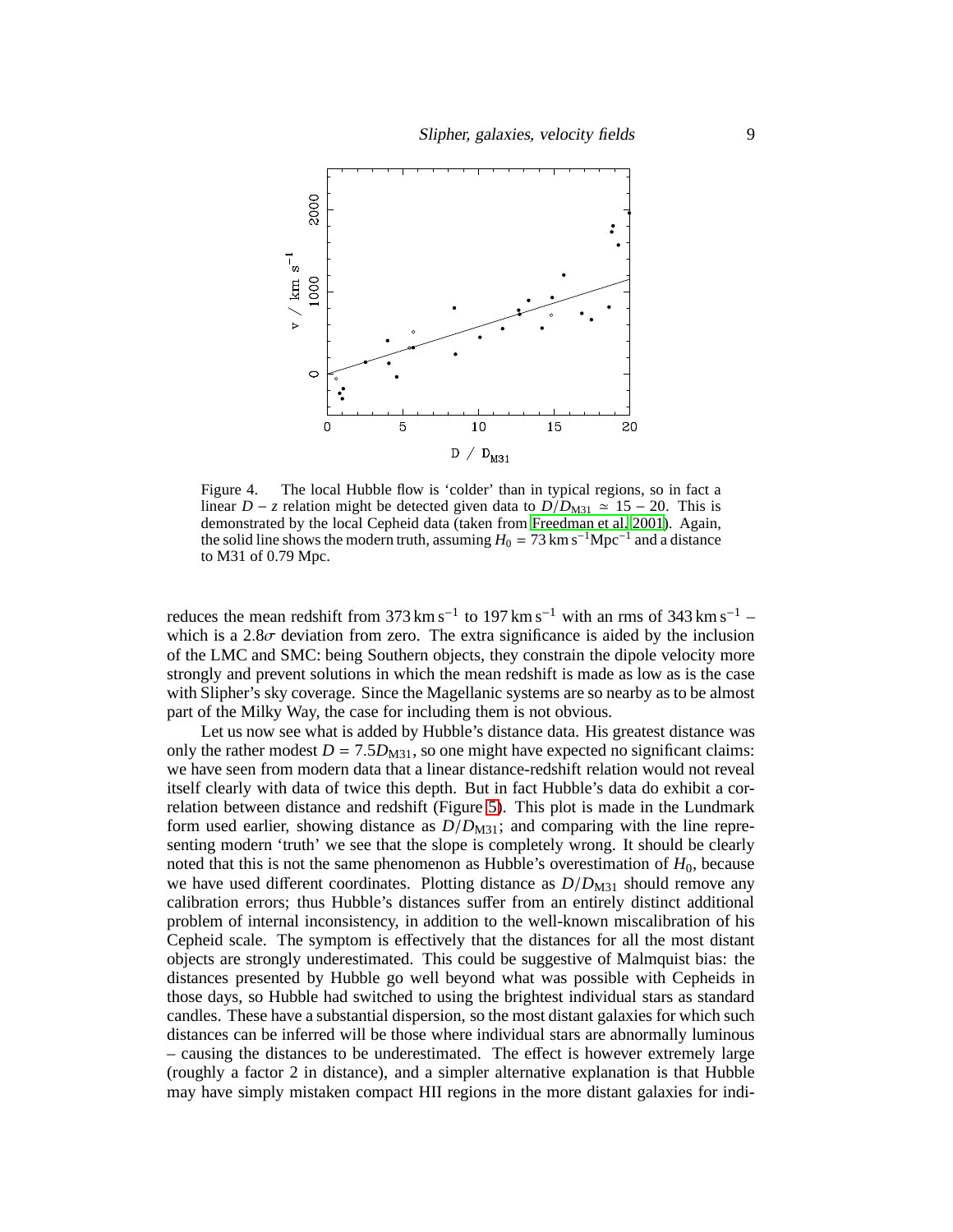Figure 4. The local Hubble flow is 'colder' than in typical regions, so in fact a linear $D-z$ relation might be detected given data to $D/D_{\rm M31} \simeq 15-20$. This is demonstrated by the local Cepheid data (taken from Freedman et al. 2001). Again, the solid line shows the modern truth, assuming $H_0 = 73\,{\rm km\,s^{-1}Mpc^{-1}}$ and a distance to M31 of 0.79 Mpc.

reduces the mean redshift from $373\,{\rm km\,s^{-1}}$ to $197\,{\rm km\,s^{-1}}$ with an rms of $343\,{\rm km\,s^{-1}}$ – which is a $2.8\sigma$ deviation from zero. The extra significance is aided by the inclusion of the LMC and SMC: being Southern objects, they constrain the dipole velocity more strongly and prevent solutions in which the mean redshift is made as low as is the case with Slipher's sky coverage. Since the Magellanic systems are so nearby as to be almost part of the Milky Way, the case for including them is not obvious.

Let us now see what is added by Hubble's distance data. His greatest distance was only the rather modest $D = 7.5D_{\rm M31}$, so one might have expected no significant claims: we have seen from modern data that a linear distance-redshift relation would not reveal itself clearly with data of twice this depth. But in fact Hubble's data do exhibit a correlation between distance and redshift (Figure 5). This plot is made in the Lundmark form used earlier, showing distance as $D/D_{\rm M31}$; and comparing with the line representing modern 'truth' we see that the slope is completely wrong. It should be clearly noted that this is not the same phenomenon as Hubble's overestimation of $H_0$, because we have used different coordinates. Plotting distance as $D/D_{\rm M31}$ should remove any calibration errors; thus Hubble's distances suffer from an entirely distinct additional problem of internal inconsistency, in addition to the well-known miscalibration of his Cepheid scale. The symptom is effectively that the distances for all the most distant objects are strongly underestimated. This could be suggestive of Malmquist bias: the distances presented by Hubble go well beyond what was possible with Cepheids in those days, so Hubble had switched to using the brightest individual stars as standard candles. These have a substantial dispersion, so the most distant galaxies for which such distances can be inferred will be those where individual stars are abnormally luminous – causing the distances to be underestimated. The effect is however extremely large (roughly a factor 2 in distance), and a simpler alternative explanation is that Hubble may have simply mistaken compact HII regions in the more distant galaxies for indi-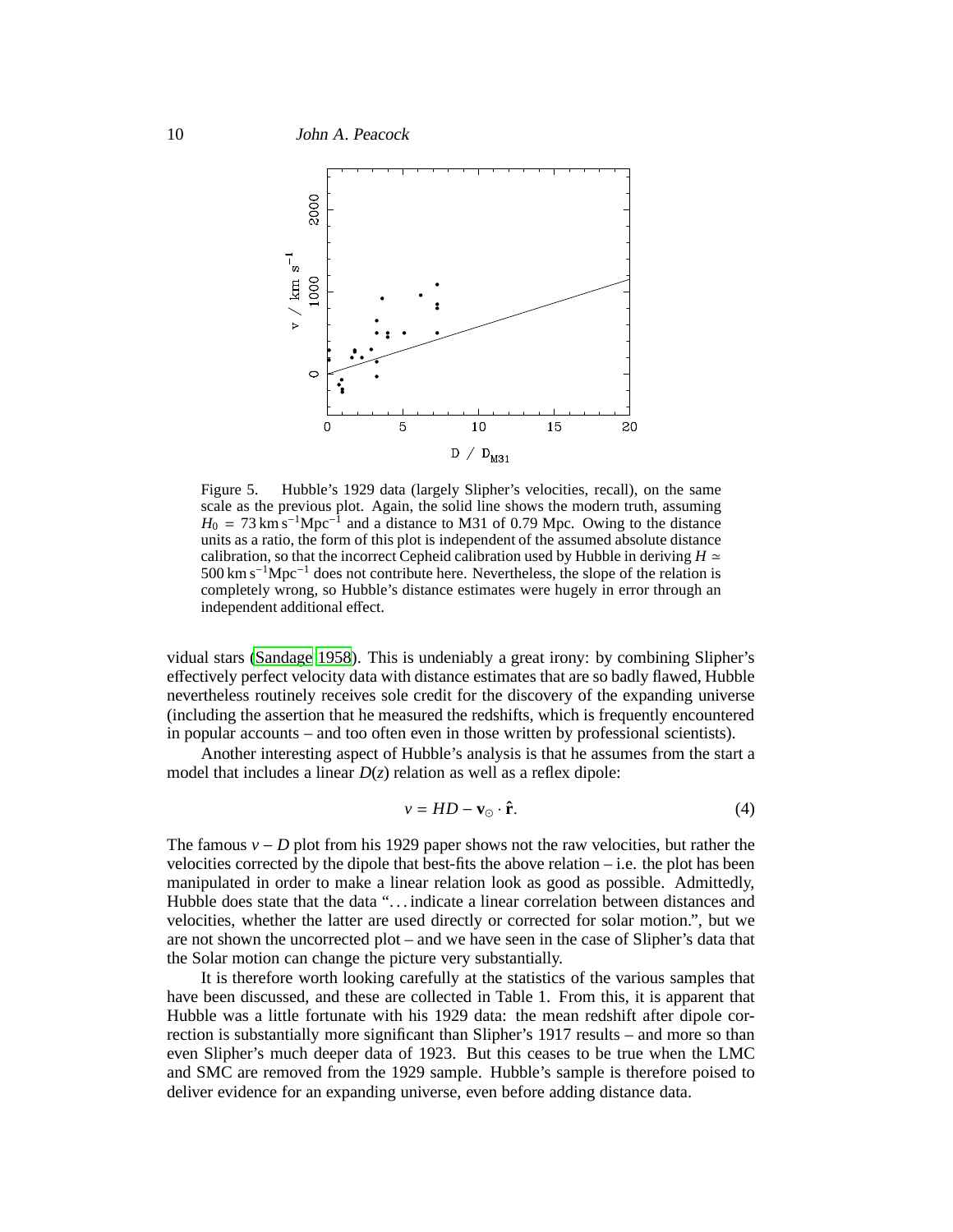Figure 5. Hubble's 1929 data (largely Slipher's velocities, recall), on the same scale as the previous plot. Again, the solid line shows the modern truth, assuming $H_0 = 73\,\mathrm{km\,s^{-1}Mpc^{-1}}$ and a distance to M31 of 0.79 Mpc. Owing to the distance units as a ratio, the form of this plot is independent of the assumed absolute distance calibration, so that the incorrect Cepheid calibration used by Hubble in deriving $H \simeq 500\,\mathrm{km\,s^{-1}Mpc^{-1}}$ does not contribute here. Nevertheless, the slope of the relation is completely wrong, so Hubble's distance estimates were hugely in error through an independent additional effect.

vidual stars (Sandage 1958). This is undeniably a great irony: by combining Slipher's effectively perfect velocity data with distance estimates that are so badly flawed, Hubble nevertheless routinely receives sole credit for the discovery of the expanding universe (including the assertion that he measured the redshifts, which is frequently encountered in popular accounts – and too often even in those written by professional scientists).

Another interesting aspect of Hubble's analysis is that he assumes from the start a model that includes a linear $D(z)$ relation as well as a reflex dipole:

$$v = HD - \mathbf{v}_{\odot} \cdot \hat{\mathbf{r}}. \tag{4}$$

The famous $v - D$ plot from his 1929 paper shows not the raw velocities, but rather the velocities corrected by the dipole that best-fits the above relation – i.e. the plot has been manipulated in order to make a linear relation look as good as possible. Admittedly, Hubble does state that the data "... indicate a linear correlation between distances and velocities, whether the latter are used directly or corrected for solar motion.", but we are not shown the uncorrected plot – and we have seen in the case of Slipher's data that the Solar motion can change the picture very substantially.

It is therefore worth looking carefully at the statistics of the various samples that have been discussed, and these are collected in Table 1. From this, it is apparent that Hubble was a little fortunate with his 1929 data: the mean redshift after dipole correction is substantially more significant than Slipher's 1917 results – and more so than even Slipher's much deeper data of 1923. But this ceases to be true when the LMC and SMC are removed from the 1929 sample. Hubble's sample is therefore poised to deliver evidence for an expanding universe, even before adding distance data.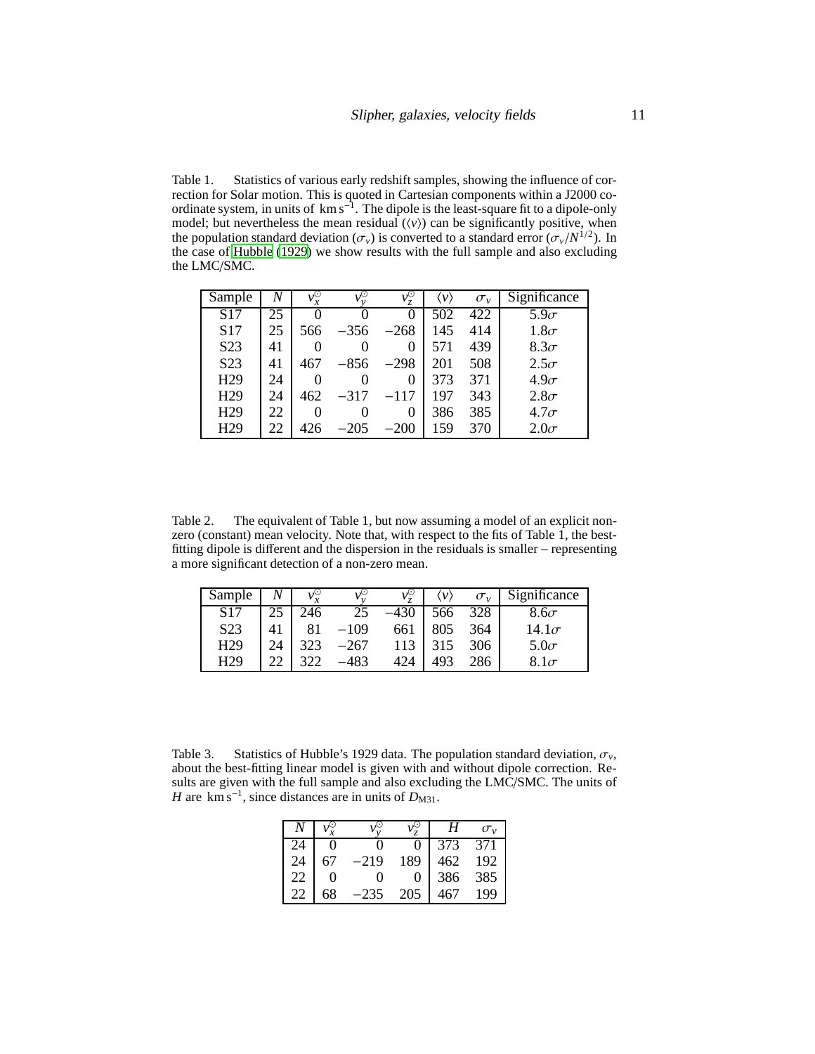Table 1. Statistics of various early redshift samples, showing the influence of correction for Solar motion. This is quoted in Cartesian components within a J2000 coordinate system, in units of $\mathrm{km\,s^{-1}}$. The dipole is the least-square fit to a dipole-only model; but nevertheless the mean residual ($\langle v \rangle$) can be significantly positive, when the population standard deviation ($\sigma_v$) is converted to a standard error ($\sigma_v/N^{1/2}$). In the case of Hubble (1929) we show results with the full sample and also excluding the LMC/SMC.

| Sample | $N$ | $v_x^{\odot}$ | $v_y^{\odot}$ | $v_z^{\odot}$ | $\langle v \rangle$ | $\sigma_v$ | Significance |
|---|---|---|---|---|---|---|---|
| S17 | 25 | 0 | 0 | 0 | 502 | 422 | $5.9\sigma$ |
| S17 | 25 | 566 | $-356$ | $-268$ | 145 | 414 | $1.8\sigma$ |
| S23 | 41 | 0 | 0 | 0 | 571 | 439 | $8.3\sigma$ |
| S23 | 41 | 467 | $-856$ | $-298$ | 201 | 508 | $2.5\sigma$ |
| H29 | 24 | 0 | 0 | 0 | 373 | 371 | $4.9\sigma$ |
| H29 | 24 | 462 | $-317$ | $-117$ | 197 | 343 | $2.8\sigma$ |
| H29 | 22 | 0 | 0 | 0 | 386 | 385 | $4.7\sigma$ |
| H29 | 22 | 426 | $-205$ | $-200$ | 159 | 370 | $2.0\sigma$ |

Table 2. The equivalent of Table 1, but now assuming a model of an explicit non-zero (constant) mean velocity. Note that, with respect to the fits of Table 1, the best-fitting dipole is different and the dispersion in the residuals is smaller – representing a more significant detection of a non-zero mean.

| Sample | $N$ | $v_x^{\odot}$ | $v_y^{\odot}$ | $v_z^{\odot}$ | $\langle v \rangle$ | $\sigma_v$ | Significance |
|---|---|---|---|---|---|---|---|
| S17 | 25 | 246 | 25 | $-430$ | 566 | 328 | $8.6\sigma$ |
| S23 | 41 | 81 | $-109$ | 661 | 805 | 364 | $14.1\sigma$ |
| H29 | 24 | 323 | $-267$ | 113 | 315 | 306 | $5.0\sigma$ |
| H29 | 22 | 322 | $-483$ | 424 | 493 | 286 | $8.1\sigma$ |

Table 3. Statistics of Hubble's 1929 data. The population standard deviation, $\sigma_v$, about the best-fitting linear model is given with and without dipole correction. Results are given with the full sample and also excluding the LMC/SMC. The units of $H$ are $\mathrm{km\,s^{-1}}$, since distances are in units of $D_{\mathrm{M31}}$.

| $N$ | $v_x^{\odot}$ | $v_y^{\odot}$ | $v_z^{\odot}$ | $H$ | $\sigma_v$ |
|---|---|---|---|---|---|
| 24 | 0 | 0 | 0 | 373 | 371 |
| 24 | 67 | $-219$ | 189 | 462 | 192 |
| 22 | 0 | 0 | 0 | 386 | 385 |
| 22 | 68 | $-235$ | 205 | 467 | 199 |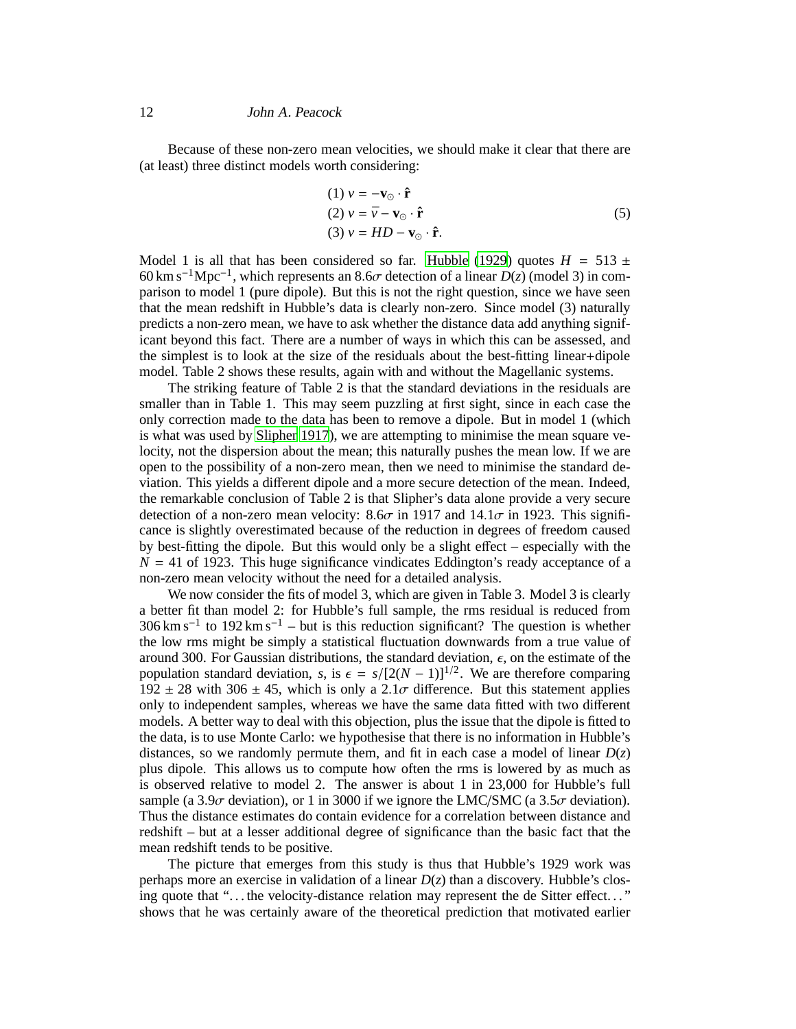Because of these non-zero mean velocities, we should make it clear that there are (at least) three distinct models worth considering:

$$
\begin{aligned}
&(1)\ v = -\mathbf{v}_\odot \cdot \hat{\mathbf{r}} \\
&(2)\ v = \bar{v} - \mathbf{v}_\odot \cdot \hat{\mathbf{r}} \\
&(3)\ v = HD - \mathbf{v}_\odot \cdot \hat{\mathbf{r}}.
\end{aligned} \tag{5}
$$

Model 1 is all that has been considered so far. Hubble (1929) quotes $H = 513 \pm 60\,\mathrm{km\,s^{-1}Mpc^{-1}}$, which represents an $8.6\sigma$ detection of a linear $D(z)$ (model 3) in comparison to model 1 (pure dipole). But this is not the right question, since we have seen that the mean redshift in Hubble's data is clearly non-zero. Since model (3) naturally predicts a non-zero mean, we have to ask whether the distance data add anything significant beyond this fact. There are a number of ways in which this can be assessed, and the simplest is to look at the size of the residuals about the best-fitting linear+dipole model. Table 2 shows these results, again with and without the Magellanic systems.

The striking feature of Table 2 is that the standard deviations in the residuals are smaller than in Table 1. This may seem puzzling at first sight, since in each case the only correction made to the data has been to remove a dipole. But in model 1 (which is what was used by Slipher 1917), we are attempting to minimise the mean square velocity, not the dispersion about the mean; this naturally pushes the mean low. If we are open to the possibility of a non-zero mean, then we need to minimise the standard deviation. This yields a different dipole and a more secure detection of the mean. Indeed, the remarkable conclusion of Table 2 is that Slipher's data alone provide a very secure detection of a non-zero mean velocity: $8.6\sigma$ in 1917 and $14.1\sigma$ in 1923. This significance is slightly overestimated because of the reduction in degrees of freedom caused by best-fitting the dipole. But this would only be a slight effect – especially with the $N = 41$ of 1923. This huge significance vindicates Eddington's ready acceptance of a non-zero mean velocity without the need for a detailed analysis.

We now consider the fits of model 3, which are given in Table 3. Model 3 is clearly a better fit than model 2: for Hubble's full sample, the rms residual is reduced from $306\,\mathrm{km\,s^{-1}}$ to $192\,\mathrm{km\,s^{-1}}$ – but is this reduction significant? The question is whether the low rms might be simply a statistical fluctuation downwards from a true value of around 300. For Gaussian distributions, the standard deviation, $\epsilon$, on the estimate of the population standard deviation, $s$, is $\epsilon = s/[2(N-1)]^{1/2}$. We are therefore comparing $192 \pm 28$ with $306 \pm 45$, which is only a $2.1\sigma$ difference. But this statement applies only to independent samples, whereas we have the same data fitted with two different models. A better way to deal with this objection, plus the issue that the dipole is fitted to the data, is to use Monte Carlo: we hypothesise that there is no information in Hubble's distances, so we randomly permute them, and fit in each case a model of linear $D(z)$ plus dipole. This allows us to compute how often the rms is lowered by as much as is observed relative to model 2. The answer is about 1 in 23,000 for Hubble's full sample (a $3.9\sigma$ deviation), or 1 in 3000 if we ignore the LMC/SMC (a $3.5\sigma$ deviation). Thus the distance estimates do contain evidence for a correlation between distance and redshift – but at a lesser additional degree of significance than the basic fact that the mean redshift tends to be positive.

The picture that emerges from this study is thus that Hubble's 1929 work was perhaps more an exercise in validation of a linear $D(z)$ than a discovery. Hubble's closing quote that "…the velocity-distance relation may represent the de Sitter effect…" shows that he was certainly aware of the theoretical prediction that motivated earlier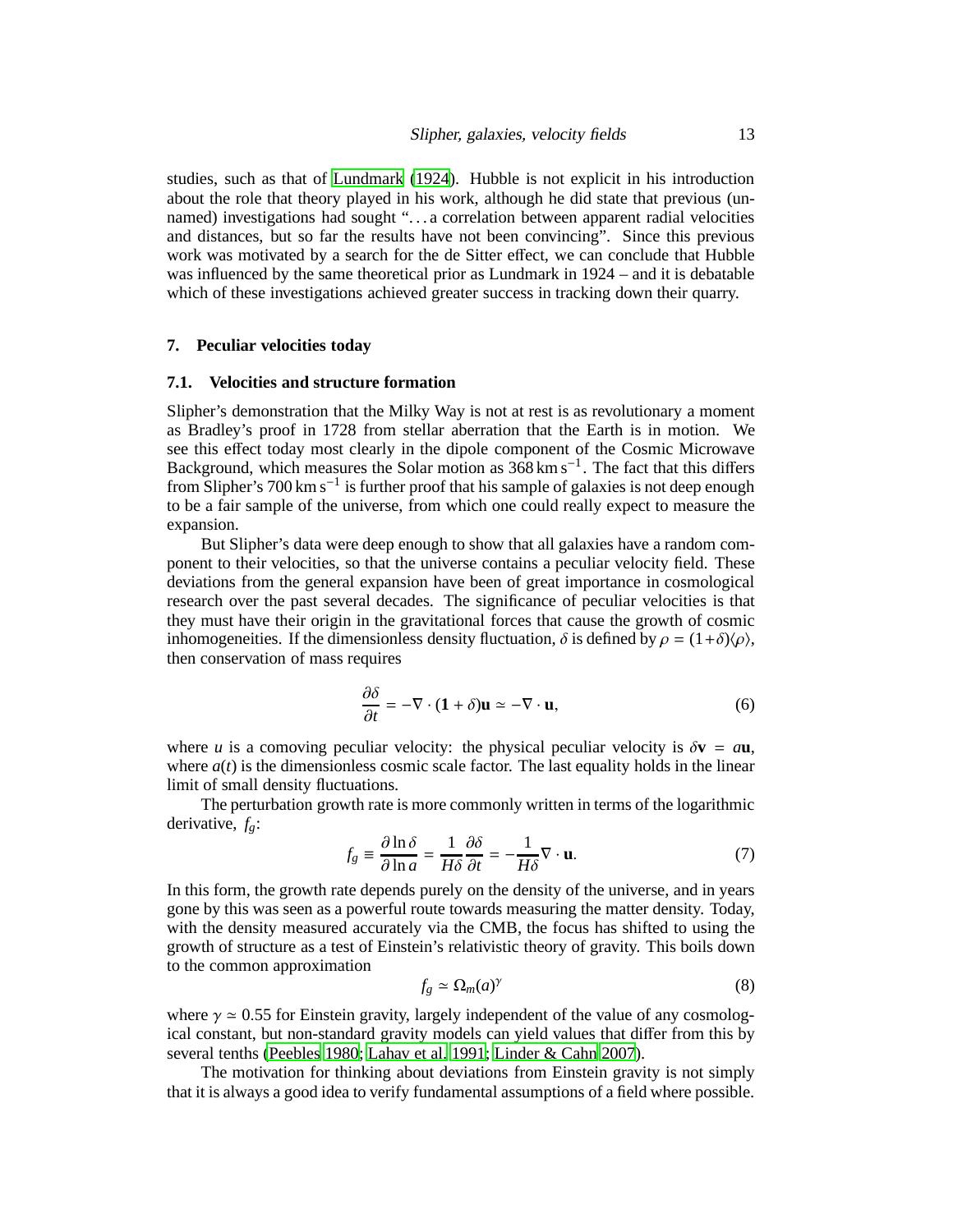studies, such as that of Lundmark (1924). Hubble is not explicit in his introduction about the role that theory played in his work, although he did state that previous (unnamed) investigations had sought "...a correlation between apparent radial velocities and distances, but so far the results have not been convincing". Since this previous work was motivated by a search for the de Sitter effect, we can conclude that Hubble was influenced by the same theoretical prior as Lundmark in 1924 – and it is debatable which of these investigations achieved greater success in tracking down their quarry.

## 7. Peculiar velocities today

### 7.1. Velocities and structure formation

Slipher's demonstration that the Milky Way is not at rest is as revolutionary a moment as Bradley's proof in 1728 from stellar aberration that the Earth is in motion. We see this effect today most clearly in the dipole component of the Cosmic Microwave Background, which measures the Solar motion as $368\,\mathrm{km\,s^{-1}}$. The fact that this differs from Slipher's $700\,\mathrm{km\,s^{-1}}$ is further proof that his sample of galaxies is not deep enough to be a fair sample of the universe, from which one could really expect to measure the expansion.

But Slipher's data were deep enough to show that all galaxies have a random component to their velocities, so that the universe contains a peculiar velocity field. These deviations from the general expansion have been of great importance in cosmological research over the past several decades. The significance of peculiar velocities is that they must have their origin in the gravitational forces that cause the growth of cosmic inhomogeneities. If the dimensionless density fluctuation, $\delta$ is defined by $\rho = (1+\delta)\langle\rho\rangle$, then conservation of mass requires

$$\frac{\partial \delta}{\partial t} = -\nabla \cdot (\mathbf{1} + \delta)\mathbf{u} \simeq -\nabla \cdot \mathbf{u}, \tag{6}$$

where $u$ is a comoving peculiar velocity: the physical peculiar velocity is $\delta\mathbf{v} = a\mathbf{u}$, where $a(t)$ is the dimensionless cosmic scale factor. The last equality holds in the linear limit of small density fluctuations.

The perturbation growth rate is more commonly written in terms of the logarithmic derivative, $f_g$:

$$f_g \equiv \frac{\partial \ln \delta}{\partial \ln a} = \frac{1}{H\delta}\frac{\partial \delta}{\partial t} = -\frac{1}{H\delta}\nabla \cdot \mathbf{u}. \tag{7}$$

In this form, the growth rate depends purely on the density of the universe, and in years gone by this was seen as a powerful route towards measuring the matter density. Today, with the density measured accurately via the CMB, the focus has shifted to using the growth of structure as a test of Einstein's relativistic theory of gravity. This boils down to the common approximation

$$f_g \simeq \Omega_m(a)^\gamma \tag{8}$$

where $\gamma \simeq 0.55$ for Einstein gravity, largely independent of the value of any cosmological constant, but non-standard gravity models can yield values that differ from this by several tenths (Peebles 1980; Lahav et al. 1991; Linder & Cahn 2007).

The motivation for thinking about deviations from Einstein gravity is not simply that it is always a good idea to verify fundamental assumptions of a field where possible.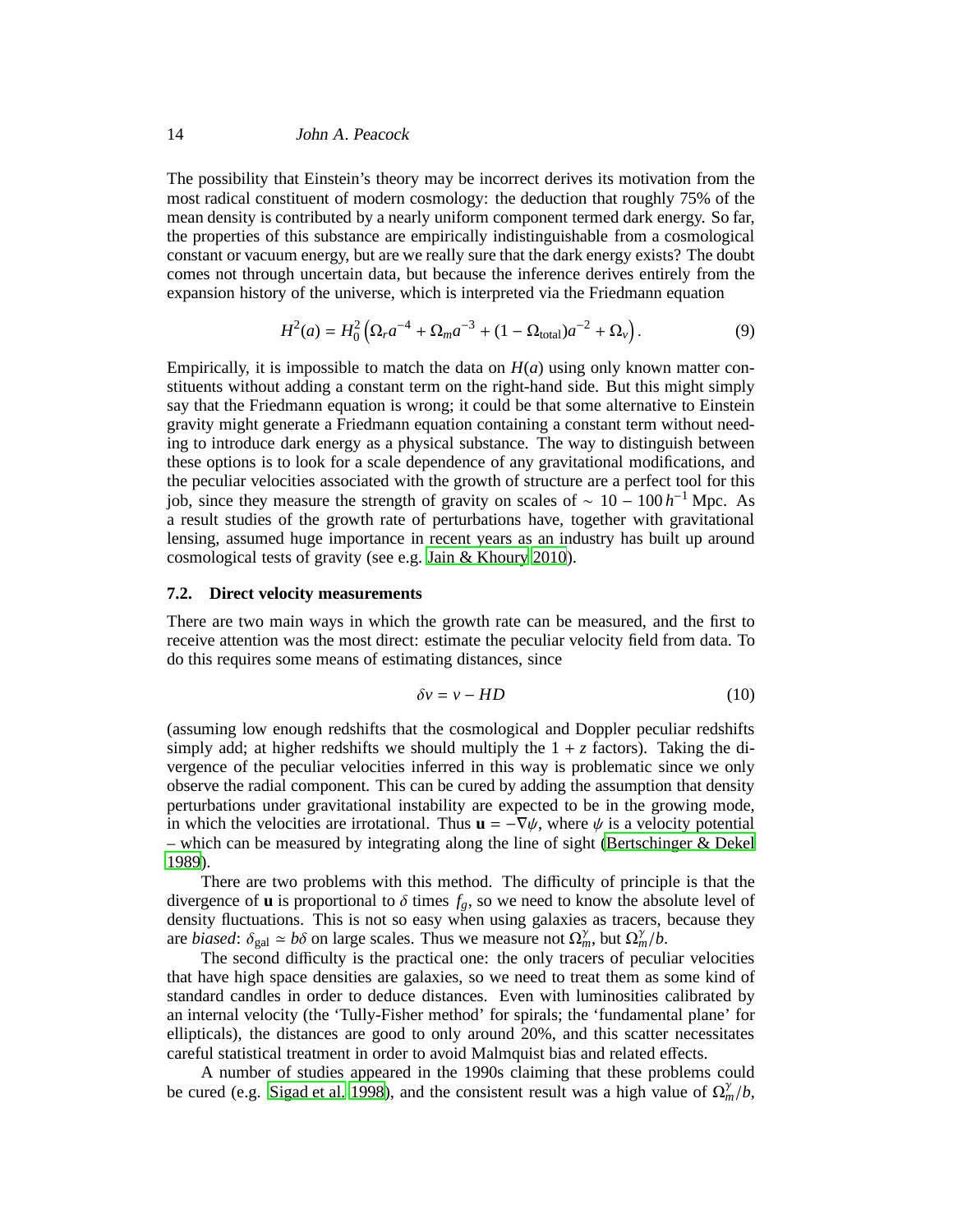The possibility that Einstein's theory may be incorrect derives its motivation from the most radical constituent of modern cosmology: the deduction that roughly 75% of the mean density is contributed by a nearly uniform component termed dark energy. So far, the properties of this substance are empirically indistinguishable from a cosmological constant or vacuum energy, but are we really sure that the dark energy exists? The doubt comes not through uncertain data, but because the inference derives entirely from the expansion history of the universe, which is interpreted via the Friedmann equation

$$H^2(a) = H_0^2 \left( \Omega_r a^{-4} + \Omega_m a^{-3} + (1 - \Omega_{\rm total}) a^{-2} + \Omega_v \right). \tag{9}$$

Empirically, it is impossible to match the data on $H(a)$ using only known matter constituents without adding a constant term on the right-hand side. But this might simply say that the Friedmann equation is wrong; it could be that some alternative to Einstein gravity might generate a Friedmann equation containing a constant term without needing to introduce dark energy as a physical substance. The way to distinguish between these options is to look for a scale dependence of any gravitational modifications, and the peculiar velocities associated with the growth of structure are a perfect tool for this job, since they measure the strength of gravity on scales of $\sim 10 - 100\, h^{-1}\,$Mpc. As a result studies of the growth rate of perturbations have, together with gravitational lensing, assumed huge importance in recent years as an industry has built up around cosmological tests of gravity (see e.g. Jain & Khoury 2010).

### 7.2. Direct velocity measurements

There are two main ways in which the growth rate can be measured, and the first to receive attention was the most direct: estimate the peculiar velocity field from data. To do this requires some means of estimating distances, since

$$\delta v = v - HD \tag{10}$$

(assuming low enough redshifts that the cosmological and Doppler peculiar redshifts simply add; at higher redshifts we should multiply the $1 + z$ factors). Taking the divergence of the peculiar velocities inferred in this way is problematic since we only observe the radial component. This can be cured by adding the assumption that density perturbations under gravitational instability are expected to be in the growing mode, in which the velocities are irrotational. Thus $\mathbf{u} = -\nabla\psi$, where $\psi$ is a velocity potential – which can be measured by integrating along the line of sight (Bertschinger & Dekel 1989).

There are two problems with this method. The difficulty of principle is that the divergence of $\mathbf{u}$ is proportional to $\delta$ times $f_g$, so we need to know the absolute level of density fluctuations. This is not so easy when using galaxies as tracers, because they are *biased*: $\delta_{\rm gal} \simeq b\delta$ on large scales. Thus we measure not $\Omega_m^\gamma$, but $\Omega_m^\gamma/b$.

The second difficulty is the practical one: the only tracers of peculiar velocities that have high space densities are galaxies, so we need to treat them as some kind of standard candles in order to deduce distances. Even with luminosities calibrated by an internal velocity (the 'Tully-Fisher method' for spirals; the 'fundamental plane' for ellipticals), the distances are good to only around 20%, and this scatter necessitates careful statistical treatment in order to avoid Malmquist bias and related effects.

A number of studies appeared in the 1990s claiming that these problems could be cured (e.g. Sigad et al. 1998), and the consistent result was a high value of $\Omega_m^\gamma/b$,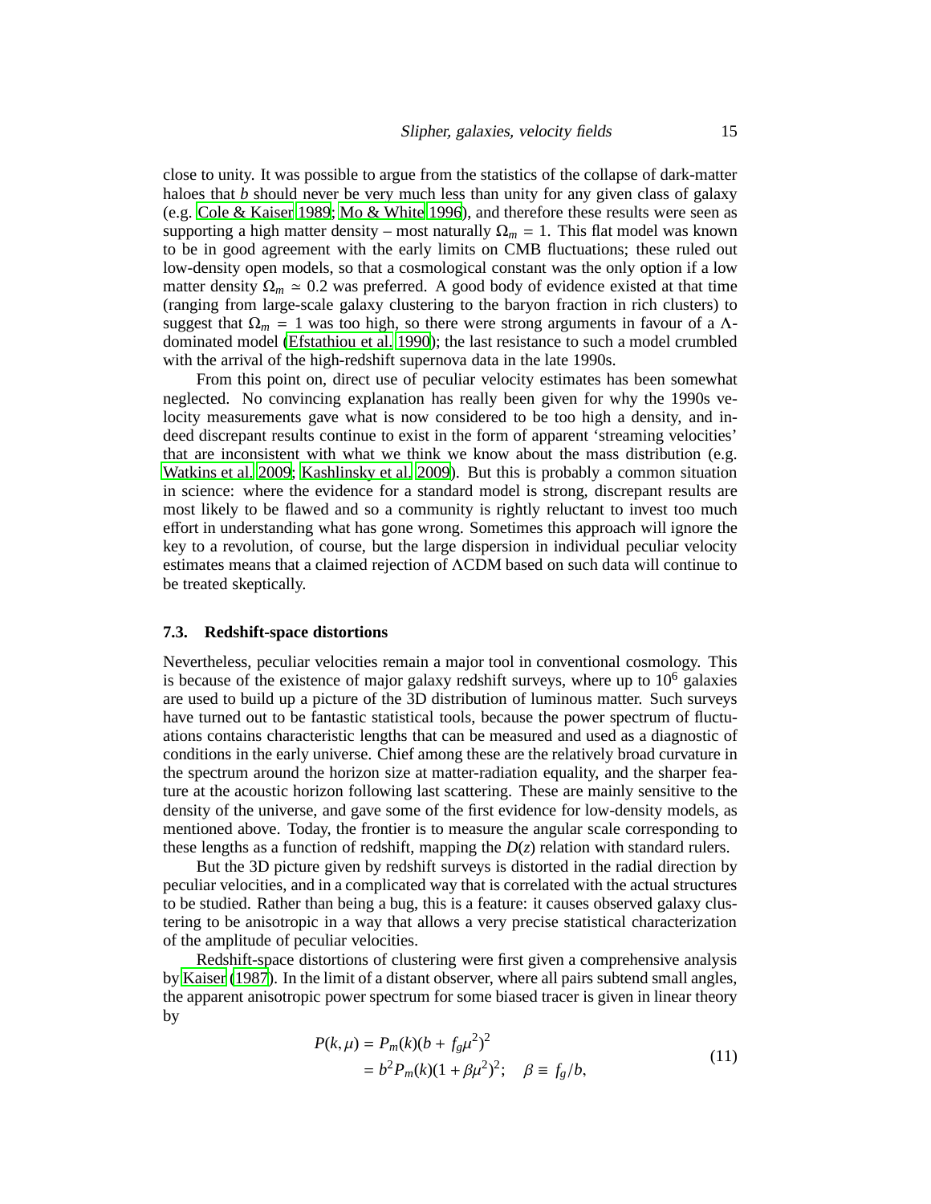close to unity. It was possible to argue from the statistics of the collapse of dark-matter haloes that $b$ should never be very much less than unity for any given class of galaxy (e.g. Cole & Kaiser 1989; Mo & White 1996), and therefore these results were seen as supporting a high matter density – most naturally $\Omega_m = 1$. This flat model was known to be in good agreement with the early limits on CMB fluctuations; these ruled out low-density open models, so that a cosmological constant was the only option if a low matter density $\Omega_m \simeq 0.2$ was preferred. A good body of evidence existed at that time (ranging from large-scale galaxy clustering to the baryon fraction in rich clusters) to suggest that $\Omega_m = 1$ was too high, so there were strong arguments in favour of a $\Lambda$-dominated model (Efstathiou et al. 1990); the last resistance to such a model crumbled with the arrival of the high-redshift supernova data in the late 1990s.

From this point on, direct use of peculiar velocity estimates has been somewhat neglected. No convincing explanation has really been given for why the 1990s velocity measurements gave what is now considered to be too high a density, and indeed discrepant results continue to exist in the form of apparent 'streaming velocities' that are inconsistent with what we think we know about the mass distribution (e.g. Watkins et al. 2009; Kashlinsky et al. 2009). But this is probably a common situation in science: where the evidence for a standard model is strong, discrepant results are most likely to be flawed and so a community is rightly reluctant to invest too much effort in understanding what has gone wrong. Sometimes this approach will ignore the key to a revolution, of course, but the large dispersion in individual peculiar velocity estimates means that a claimed rejection of $\Lambda$CDM based on such data will continue to be treated skeptically.

### 7.3. Redshift-space distortions

Nevertheless, peculiar velocities remain a major tool in conventional cosmology. This is because of the existence of major galaxy redshift surveys, where up to $10^6$ galaxies are used to build up a picture of the 3D distribution of luminous matter. Such surveys have turned out to be fantastic statistical tools, because the power spectrum of fluctuations contains characteristic lengths that can be measured and used as a diagnostic of conditions in the early universe. Chief among these are the relatively broad curvature in the spectrum around the horizon size at matter-radiation equality, and the sharper feature at the acoustic horizon following last scattering. These are mainly sensitive to the density of the universe, and gave some of the first evidence for low-density models, as mentioned above. Today, the frontier is to measure the angular scale corresponding to these lengths as a function of redshift, mapping the $D(z)$ relation with standard rulers.

But the 3D picture given by redshift surveys is distorted in the radial direction by peculiar velocities, and in a complicated way that is correlated with the actual structures to be studied. Rather than being a bug, this is a feature: it causes observed galaxy clustering to be anisotropic in a way that allows a very precise statistical characterization of the amplitude of peculiar velocities.

Redshift-space distortions of clustering were first given a comprehensive analysis by Kaiser (1987). In the limit of a distant observer, where all pairs subtend small angles, the apparent anisotropic power spectrum for some biased tracer is given in linear theory by

$$
\begin{aligned}
P(k,\mu) &= P_m(k)(b + f_g\mu^2)^2 \\
&= b^2 P_m(k)(1 + \beta\mu^2)^2; \quad \beta \equiv f_g/b,
\end{aligned}
\tag{11}
$$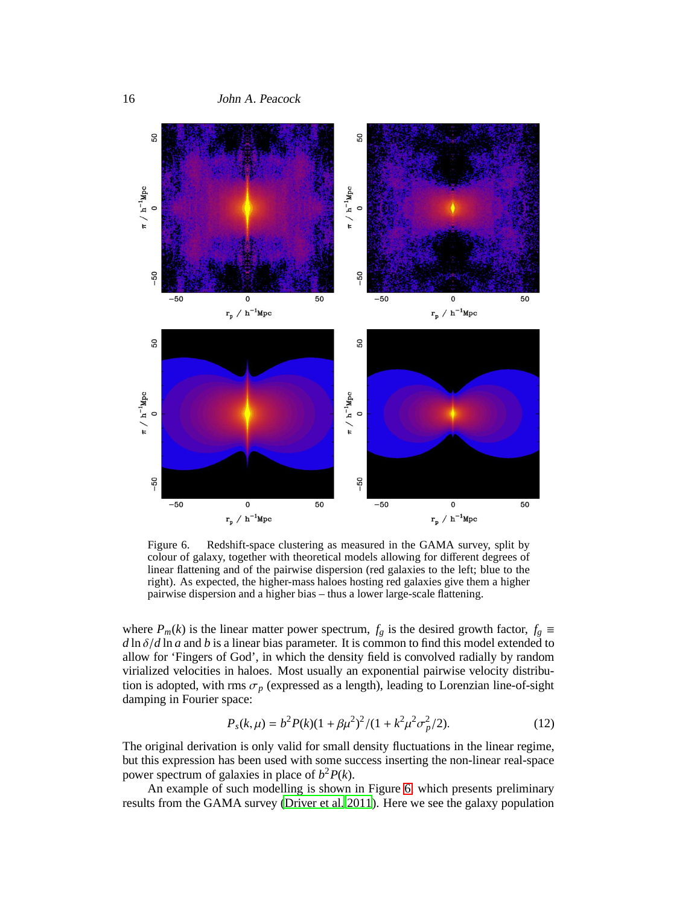Figure 6. Redshift-space clustering as measured in the GAMA survey, split by colour of galaxy, together with theoretical models allowing for different degrees of linear flattening and of the pairwise dispersion (red galaxies to the left; blue to the right). As expected, the higher-mass haloes hosting red galaxies give them a higher pairwise dispersion and a higher bias – thus a lower large-scale flattening.

where $P_m(k)$ is the linear matter power spectrum, $f_g$ is the desired growth factor, $f_g \equiv d\ln\delta/d\ln a$ and $b$ is a linear bias parameter. It is common to find this model extended to allow for 'Fingers of God', in which the density field is convolved radially by random virialized velocities in haloes. Most usually an exponential pairwise velocity distribution is adopted, with rms $\sigma_p$ (expressed as a length), leading to Lorenzian line-of-sight damping in Fourier space:

$$P_s(k,\mu) = b^2 P(k)(1+\beta\mu^2)^2/(1+k^2\mu^2\sigma_p^2/2). \tag{12}$$

The original derivation is only valid for small density fluctuations in the linear regime, but this expression has been used with some success inserting the non-linear real-space power spectrum of galaxies in place of $b^2P(k)$.

An example of such modelling is shown in Figure 6, which presents preliminary results from the GAMA survey (Driver et al. 2011). Here we see the galaxy population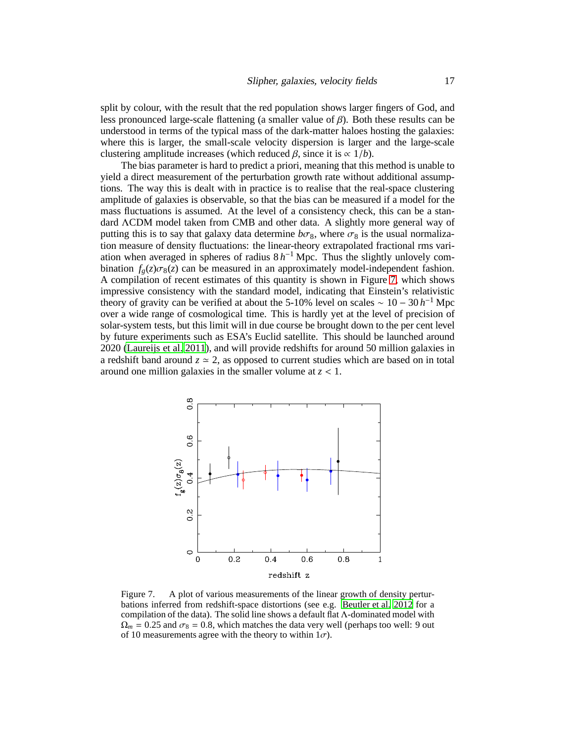split by colour, with the result that the red population shows larger fingers of God, and less pronounced large-scale flattening (a smaller value of $\beta$). Both these results can be understood in terms of the typical mass of the dark-matter haloes hosting the galaxies: where this is larger, the small-scale velocity dispersion is larger and the large-scale clustering amplitude increases (which reduced $\beta$, since it is $\propto 1/b$).

The bias parameter is hard to predict a priori, meaning that this method is unable to yield a direct measurement of the perturbation growth rate without additional assumptions. The way this is dealt with in practice is to realise that the real-space clustering amplitude of galaxies is observable, so that the bias can be measured if a model for the mass fluctuations is assumed. At the level of a consistency check, this can be a standard $\Lambda$CDM model taken from CMB and other data. A slightly more general way of putting this is to say that galaxy data determine $b\sigma_8$, where $\sigma_8$ is the usual normalization measure of density fluctuations: the linear-theory extrapolated fractional rms variation when averaged in spheres of radius $8\,h^{-1}$ Mpc. Thus the slightly unlovely combination $f_g(z)\sigma_8(z)$ can be measured in an approximately model-independent fashion. A compilation of recent estimates of this quantity is shown in Figure 7, which shows impressive consistency with the standard model, indicating that Einstein's relativistic theory of gravity can be verified at about the 5-10% level on scales $\sim 10 - 30\,h^{-1}$ Mpc over a wide range of cosmological time. This is hardly yet at the level of precision of solar-system tests, but this limit will in due course be brought down to the per cent level by future experiments such as ESA's Euclid satellite. This should be launched around 2020 (Laureijs et al. 2011), and will provide redshifts for around 50 million galaxies in a redshift band around $z \simeq 2$, as opposed to current studies which are based on in total around one million galaxies in the smaller volume at $z < 1$.

Figure 7. A plot of various measurements of the linear growth of density perturbations inferred from redshift-space distortions (see e.g. Beutler et al. 2012 for a compilation of the data). The solid line shows a default flat $\Lambda$-dominated model with $\Omega_m = 0.25$ and $\sigma_8 = 0.8$, which matches the data very well (perhaps too well: 9 out of 10 measurements agree with the theory to within $1\sigma$).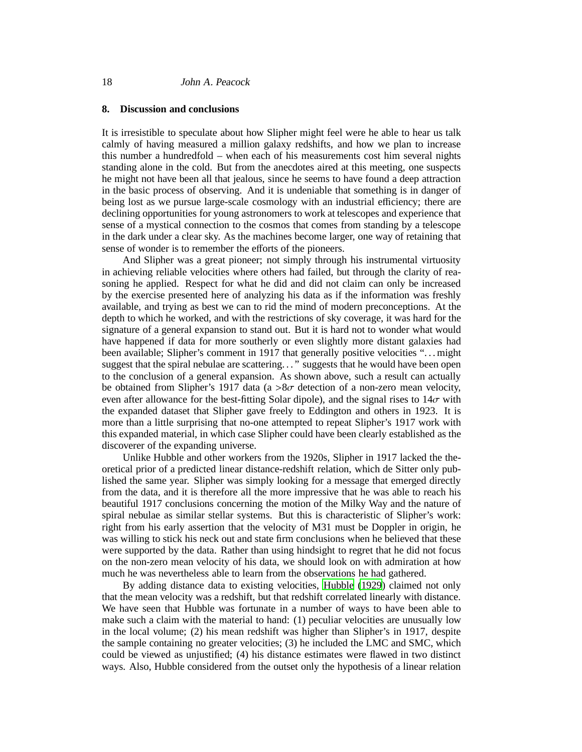## 8. Discussion and conclusions

It is irresistible to speculate about how Slipher might feel were he able to hear us talk calmly of having measured a million galaxy redshifts, and how we plan to increase this number a hundredfold – when each of his measurements cost him several nights standing alone in the cold. But from the anecdotes aired at this meeting, one suspects he might not have been all that jealous, since he seems to have found a deep attraction in the basic process of observing. And it is undeniable that something is in danger of being lost as we pursue large-scale cosmology with an industrial efficiency; there are declining opportunities for young astronomers to work at telescopes and experience that sense of a mystical connection to the cosmos that comes from standing by a telescope in the dark under a clear sky. As the machines become larger, one way of retaining that sense of wonder is to remember the efforts of the pioneers.

And Slipher was a great pioneer; not simply through his instrumental virtuosity in achieving reliable velocities where others had failed, but through the clarity of reasoning he applied. Respect for what he did and did not claim can only be increased by the exercise presented here of analyzing his data as if the information was freshly available, and trying as best we can to rid the mind of modern preconceptions. At the depth to which he worked, and with the restrictions of sky coverage, it was hard for the signature of a general expansion to stand out. But it is hard not to wonder what would have happened if data for more southerly or even slightly more distant galaxies had been available; Slipher's comment in 1917 that generally positive velocities "... might suggest that the spiral nebulae are scattering..." suggests that he would have been open to the conclusion of a general expansion. As shown above, such a result can actually be obtained from Slipher's 1917 data (a $>8\sigma$ detection of a non-zero mean velocity, even after allowance for the best-fitting Solar dipole), and the signal rises to $14\sigma$ with the expanded dataset that Slipher gave freely to Eddington and others in 1923. It is more than a little surprising that no-one attempted to repeat Slipher's 1917 work with this expanded material, in which case Slipher could have been clearly established as the discoverer of the expanding universe.

Unlike Hubble and other workers from the 1920s, Slipher in 1917 lacked the theoretical prior of a predicted linear distance-redshift relation, which de Sitter only published the same year. Slipher was simply looking for a message that emerged directly from the data, and it is therefore all the more impressive that he was able to reach his beautiful 1917 conclusions concerning the motion of the Milky Way and the nature of spiral nebulae as similar stellar systems. But this is characteristic of Slipher's work: right from his early assertion that the velocity of M31 must be Doppler in origin, he was willing to stick his neck out and state firm conclusions when he believed that these were supported by the data. Rather than using hindsight to regret that he did not focus on the non-zero mean velocity of his data, we should look on with admiration at how much he was nevertheless able to learn from the observations he had gathered.

By adding distance data to existing velocities, Hubble (1929) claimed not only that the mean velocity was a redshift, but that redshift correlated linearly with distance. We have seen that Hubble was fortunate in a number of ways to have been able to make such a claim with the material to hand: (1) peculiar velocities are unusually low in the local volume; (2) his mean redshift was higher than Slipher's in 1917, despite the sample containing no greater velocities; (3) he included the LMC and SMC, which could be viewed as unjustified; (4) his distance estimates were flawed in two distinct ways. Also, Hubble considered from the outset only the hypothesis of a linear relation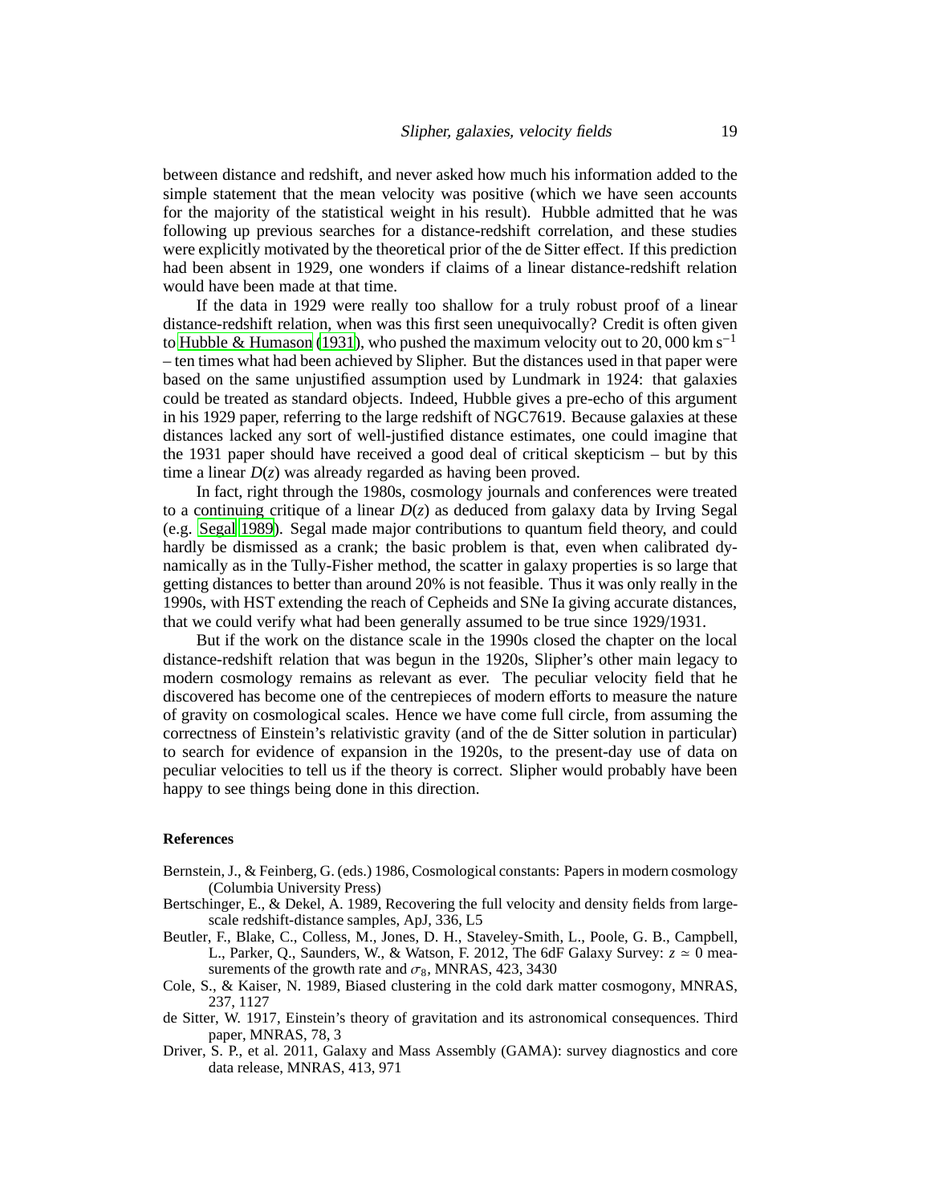between distance and redshift, and never asked how much his information added to the simple statement that the mean velocity was positive (which we have seen accounts for the majority of the statistical weight in his result). Hubble admitted that he was following up previous searches for a distance-redshift correlation, and these studies were explicitly motivated by the theoretical prior of the de Sitter effect. If this prediction had been absent in 1929, one wonders if claims of a linear distance-redshift relation would have been made at that time.

If the data in 1929 were really too shallow for a truly robust proof of a linear distance-redshift relation, when was this first seen unequivocally? Credit is often given to Hubble & Humason (1931), who pushed the maximum velocity out to $20,000\,\mathrm{km\,s^{-1}}$ – ten times what had been achieved by Slipher. But the distances used in that paper were based on the same unjustified assumption used by Lundmark in 1924: that galaxies could be treated as standard objects. Indeed, Hubble gives a pre-echo of this argument in his 1929 paper, referring to the large redshift of NGC7619. Because galaxies at these distances lacked any sort of well-justified distance estimates, one could imagine that the 1931 paper should have received a good deal of critical skepticism – but by this time a linear $D(z)$ was already regarded as having been proved.

In fact, right through the 1980s, cosmology journals and conferences were treated to a continuing critique of a linear $D(z)$ as deduced from galaxy data by Irving Segal (e.g. Segal 1989). Segal made major contributions to quantum field theory, and could hardly be dismissed as a crank; the basic problem is that, even when calibrated dynamically as in the Tully-Fisher method, the scatter in galaxy properties is so large that getting distances to better than around 20% is not feasible. Thus it was only really in the 1990s, with HST extending the reach of Cepheids and SNe Ia giving accurate distances, that we could verify what had been generally assumed to be true since 1929/1931.

But if the work on the distance scale in the 1990s closed the chapter on the local distance-redshift relation that was begun in the 1920s, Slipher's other main legacy to modern cosmology remains as relevant as ever. The peculiar velocity field that he discovered has become one of the centrepieces of modern efforts to measure the nature of gravity on cosmological scales. Hence we have come full circle, from assuming the correctness of Einstein's relativistic gravity (and of the de Sitter solution in particular) to search for evidence of expansion in the 1920s, to the present-day use of data on peculiar velocities to tell us if the theory is correct. Slipher would probably have been happy to see things being done in this direction.

**References**

Bernstein, J., & Feinberg, G. (eds.) 1986, Cosmological constants: Papers in modern cosmology (Columbia University Press)

Bertschinger, E., & Dekel, A. 1989, Recovering the full velocity and density fields from large-scale redshift-distance samples, ApJ, 336, L5

Beutler, F., Blake, C., Colless, M., Jones, D. H., Staveley-Smith, L., Poole, G. B., Campbell, L., Parker, Q., Saunders, W., & Watson, F. 2012, The 6dF Galaxy Survey: $z \simeq 0$ measurements of the growth rate and $\sigma_8$, MNRAS, 423, 3430

Cole, S., & Kaiser, N. 1989, Biased clustering in the cold dark matter cosmogony, MNRAS, 237, 1127

de Sitter, W. 1917, Einstein's theory of gravitation and its astronomical consequences. Third paper, MNRAS, 78, 3

Driver, S. P., et al. 2011, Galaxy and Mass Assembly (GAMA): survey diagnostics and core data release, MNRAS, 413, 971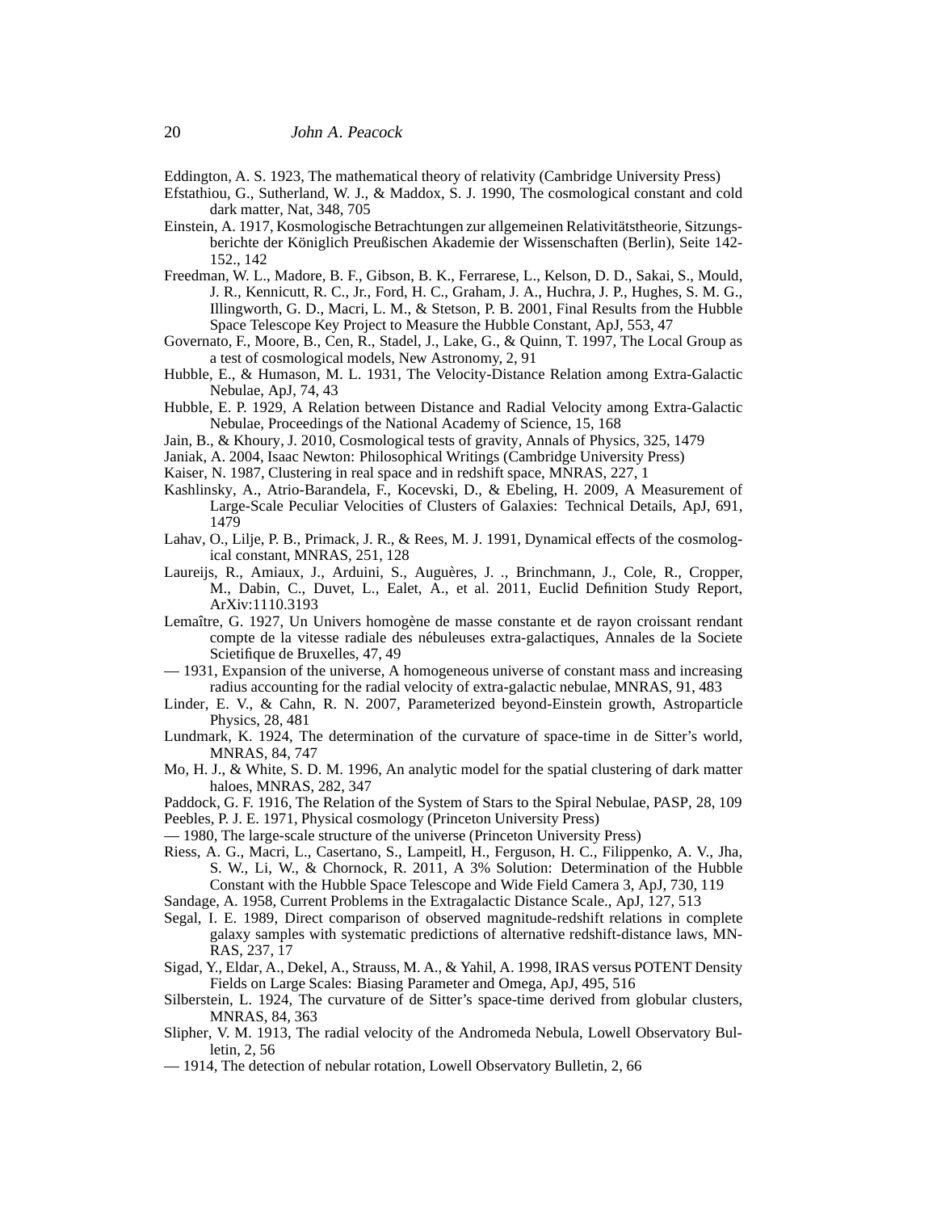Eddington, A. S. 1923, The mathematical theory of relativity (Cambridge University Press)

Efstathiou, G., Sutherland, W. J., & Maddox, S. J. 1990, The cosmological constant and cold dark matter, Nat, 348, 705

Einstein, A. 1917, Kosmologische Betrachtungen zur allgemeinen Relativitätstheorie, Sitzungsberichte der Königlich Preußischen Akademie der Wissenschaften (Berlin), Seite 142-152., 142

Freedman, W. L., Madore, B. F., Gibson, B. K., Ferrarese, L., Kelson, D. D., Sakai, S., Mould, J. R., Kennicutt, R. C., Jr., Ford, H. C., Graham, J. A., Huchra, J. P., Hughes, S. M. G., Illingworth, G. D., Macri, L. M., & Stetson, P. B. 2001, Final Results from the Hubble Space Telescope Key Project to Measure the Hubble Constant, ApJ, 553, 47

Governato, F., Moore, B., Cen, R., Stadel, J., Lake, G., & Quinn, T. 1997, The Local Group as a test of cosmological models, New Astronomy, 2, 91

Hubble, E., & Humason, M. L. 1931, The Velocity-Distance Relation among Extra-Galactic Nebulae, ApJ, 74, 43

Hubble, E. P. 1929, A Relation between Distance and Radial Velocity among Extra-Galactic Nebulae, Proceedings of the National Academy of Science, 15, 168

Jain, B., & Khoury, J. 2010, Cosmological tests of gravity, Annals of Physics, 325, 1479

Janiak, A. 2004, Isaac Newton: Philosophical Writings (Cambridge University Press)

Kaiser, N. 1987, Clustering in real space and in redshift space, MNRAS, 227, 1

Kashlinsky, A., Atrio-Barandela, F., Kocevski, D., & Ebeling, H. 2009, A Measurement of Large-Scale Peculiar Velocities of Clusters of Galaxies: Technical Details, ApJ, 691, 1479

Lahav, O., Lilje, P. B., Primack, J. R., & Rees, M. J. 1991, Dynamical effects of the cosmological constant, MNRAS, 251, 128

Laureijs, R., Amiaux, J., Arduini, S., Augueres, J. ., Brinchmann, J., Cole, R., Cropper, M., Dabin, C., Duvet, L., Ealet, A., et al. 2011, Euclid Definition Study Report, ArXiv:1110.3193

Lemaître, G. 1927, Un Univers homogène de masse constante et de rayon croissant rendant compte de la vitesse radiale des nébuleuses extra-galactiques, Annales de la Societe Scietifique de Bruxelles, 47, 49

— 1931, Expansion of the universe, A homogeneous universe of constant mass and increasing radius accounting for the radial velocity of extra-galactic nebulae, MNRAS, 91, 483

Linder, E. V., & Cahn, R. N. 2007, Parameterized beyond-Einstein growth, Astroparticle Physics, 28, 481

Lundmark, K. 1924, The determination of the curvature of space-time in de Sitter's world, MNRAS, 84, 747

Mo, H. J., & White, S. D. M. 1996, An analytic model for the spatial clustering of dark matter haloes, MNRAS, 282, 347

Paddock, G. F. 1916, The Relation of the System of Stars to the Spiral Nebulae, PASP, 28, 109

Peebles, P. J. E. 1971, Physical cosmology (Princeton University Press)

— 1980, The large-scale structure of the universe (Princeton University Press)

Riess, A. G., Macri, L., Casertano, S., Lampeitl, H., Ferguson, H. C., Filippenko, A. V., Jha, S. W., Li, W., & Chornock, R. 2011, A 3% Solution: Determination of the Hubble Constant with the Hubble Space Telescope and Wide Field Camera 3, ApJ, 730, 119

Sandage, A. 1958, Current Problems in the Extragalactic Distance Scale., ApJ, 127, 513

Segal, I. E. 1989, Direct comparison of observed magnitude-redshift relations in complete galaxy samples with systematic predictions of alternative redshift-distance laws, MNRAS, 237, 17

Sigad, Y., Eldar, A., Dekel, A., Strauss, M. A., & Yahil, A. 1998, IRAS versus POTENT Density Fields on Large Scales: Biasing Parameter and Omega, ApJ, 495, 516

Silberstein, L. 1924, The curvature of de Sitter's space-time derived from globular clusters, MNRAS, 84, 363

Slipher, V. M. 1913, The radial velocity of the Andromeda Nebula, Lowell Observatory Bulletin, 2, 56

— 1914, The detection of nebular rotation, Lowell Observatory Bulletin, 2, 66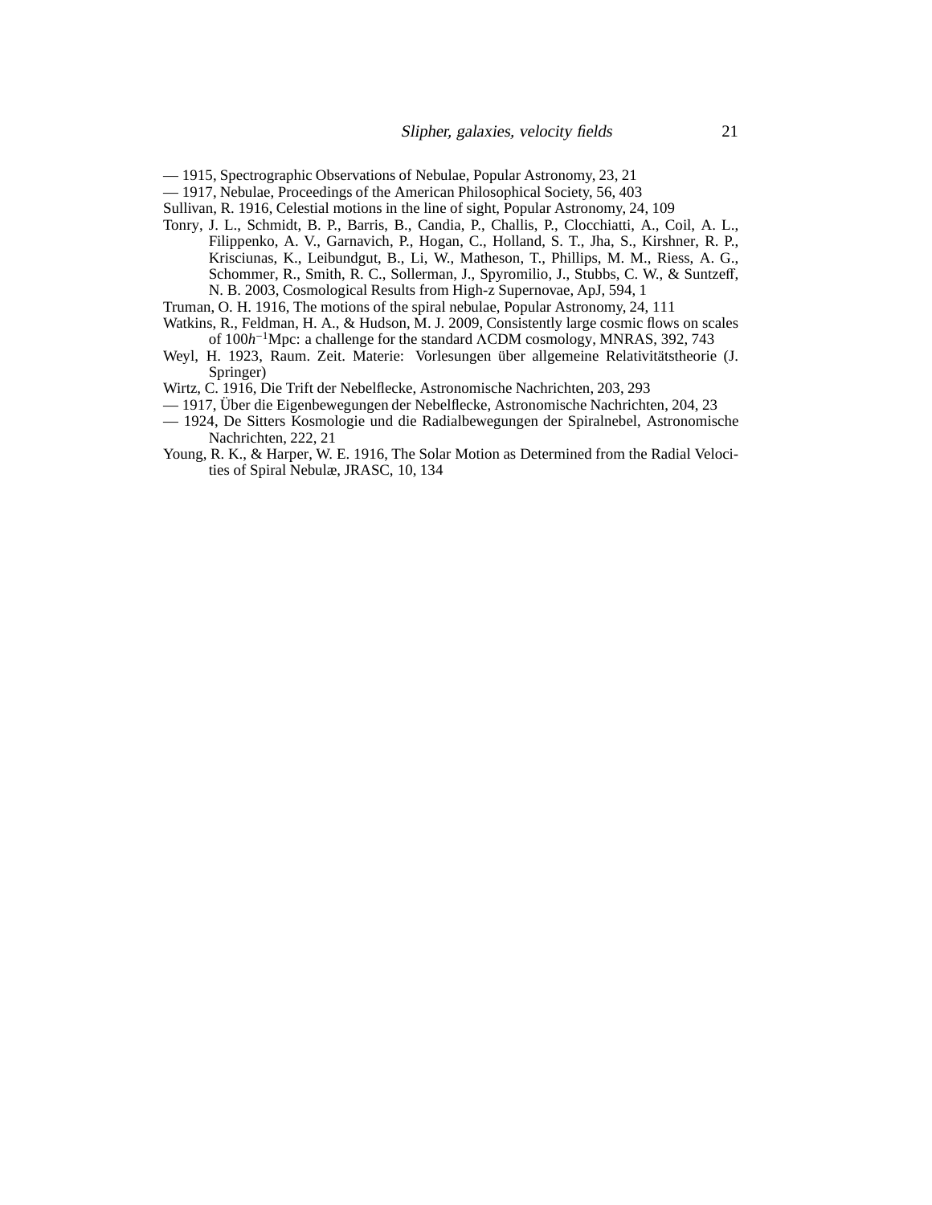— 1915, Spectrographic Observations of Nebulae, Popular Astronomy, 23, 21

— 1917, Nebulae, Proceedings of the American Philosophical Society, 56, 403

Sullivan, R. 1916, Celestial motions in the line of sight, Popular Astronomy, 24, 109

Tonry, J. L., Schmidt, B. P., Barris, B., Candia, P., Challis, P., Clocchiatti, A., Coil, A. L., Filippenko, A. V., Garnavich, P., Hogan, C., Holland, S. T., Jha, S., Kirshner, R. P., Krisciunas, K., Leibundgut, B., Li, W., Matheson, T., Phillips, M. M., Riess, A. G., Schommer, R., Smith, R. C., Sollerman, J., Spyromilio, J., Stubbs, C. W., & Suntzeff, N. B. 2003, Cosmological Results from High-z Supernovae, ApJ, 594, 1

Truman, O. H. 1916, The motions of the spiral nebulae, Popular Astronomy, 24, 111

Watkins, R., Feldman, H. A., & Hudson, M. J. 2009, Consistently large cosmic flows on scales of $100h^{-1}$Mpc: a challenge for the standard ΛCDM cosmology, MNRAS, 392, 743

Weyl, H. 1923, Raum. Zeit. Materie: Vorlesungen über allgemeine Relativitätstheorie (J. Springer)

Wirtz, C. 1916, Die Trift der Nebelflecke, Astronomische Nachrichten, 203, 293

— 1917, Über die Eigenbewegungen der Nebelflecke, Astronomische Nachrichten, 204, 23

— 1924, De Sitters Kosmologie und die Radialbewegungen der Spiralnebel, Astronomische Nachrichten, 222, 21

Young, R. K., & Harper, W. E. 1916, The Solar Motion as Determined from the Radial Velocities of Spiral Nebulæ, JRASC, 10, 134